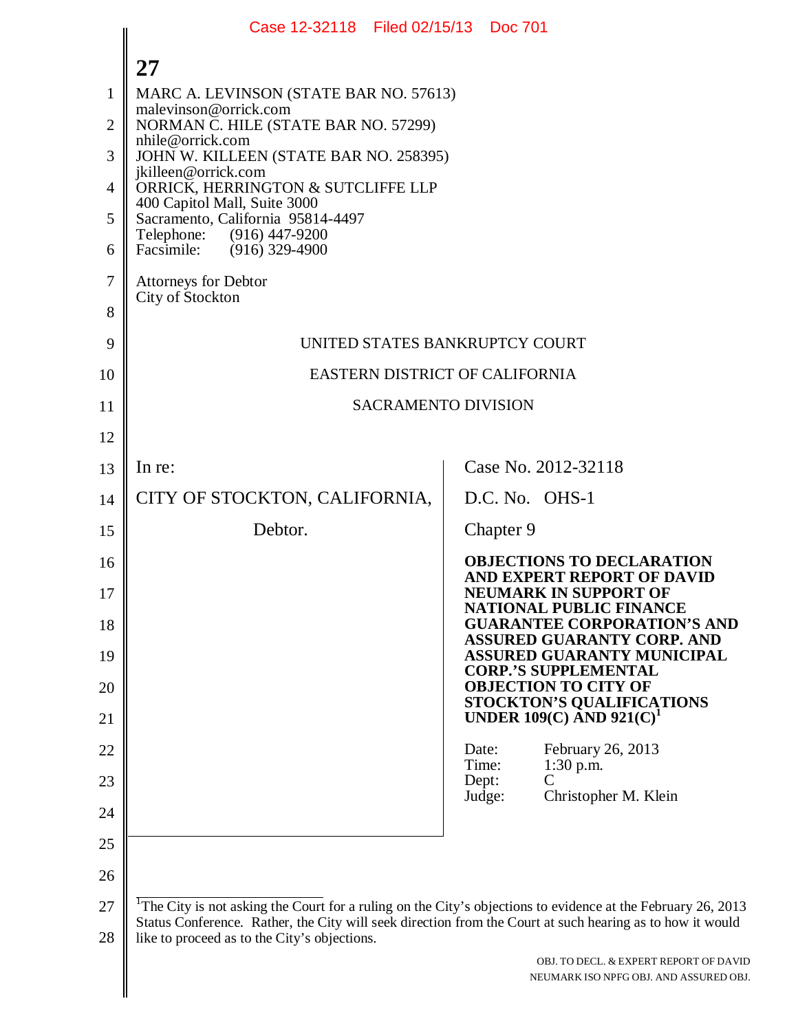MARC A. LEVINSON (STATE BAR NO. 57613)
malevinson@orrick.com
NORMAN C. HILE (STATE BAR NO. 57299)
nhile@orrick.com
JOHN W. KILLEEN (STATE BAR NO. 258395)
jkilleen@orrick.com
ORRICK, HERRINGTON & SUTCLIFFE LLP
400 Capitol Mall, Suite 3000
Sacramento, California 95814-4497
Telephone: (916) 447-9200
Facsimile: (916) 329-4900

Attorneys for Debtor
City of Stockton

UNITED STATES BANKRUPTCY COURT

EASTERN DISTRICT OF CALIFORNIA

SACRAMENTO DIVISION

| | |
|---|---|
| In re:<br><br>CITY OF STOCKTON, CALIFORNIA,<br><br>Debtor. | Case No. 2012-32118<br><br>D.C. No. OHS-1<br><br>Chapter 9<br><br>**OBJECTIONS TO DECLARATION AND EXPERT REPORT OF DAVID NEUMARK IN SUPPORT OF NATIONAL PUBLIC FINANCE GUARANTEE CORPORATION'S AND ASSURED GUARANTY CORP. AND ASSURED GUARANTY MUNICIPAL CORP.'S SUPPLEMENTAL OBJECTION TO CITY OF STOCKTON'S QUALIFICATIONS UNDER 109(C) AND 921(C)**[1]<br><br>Date: February 26, 2013<br>Time: 1:30 p.m.<br>Dept: C<br>Judge: Christopher M. Klein |

[1] The City is not asking the Court for a ruling on the City's objections to evidence at the February 26, 2013 Status Conference. Rather, the City will seek direction from the Court at such hearing as to how it would like to proceed as to the City's objections.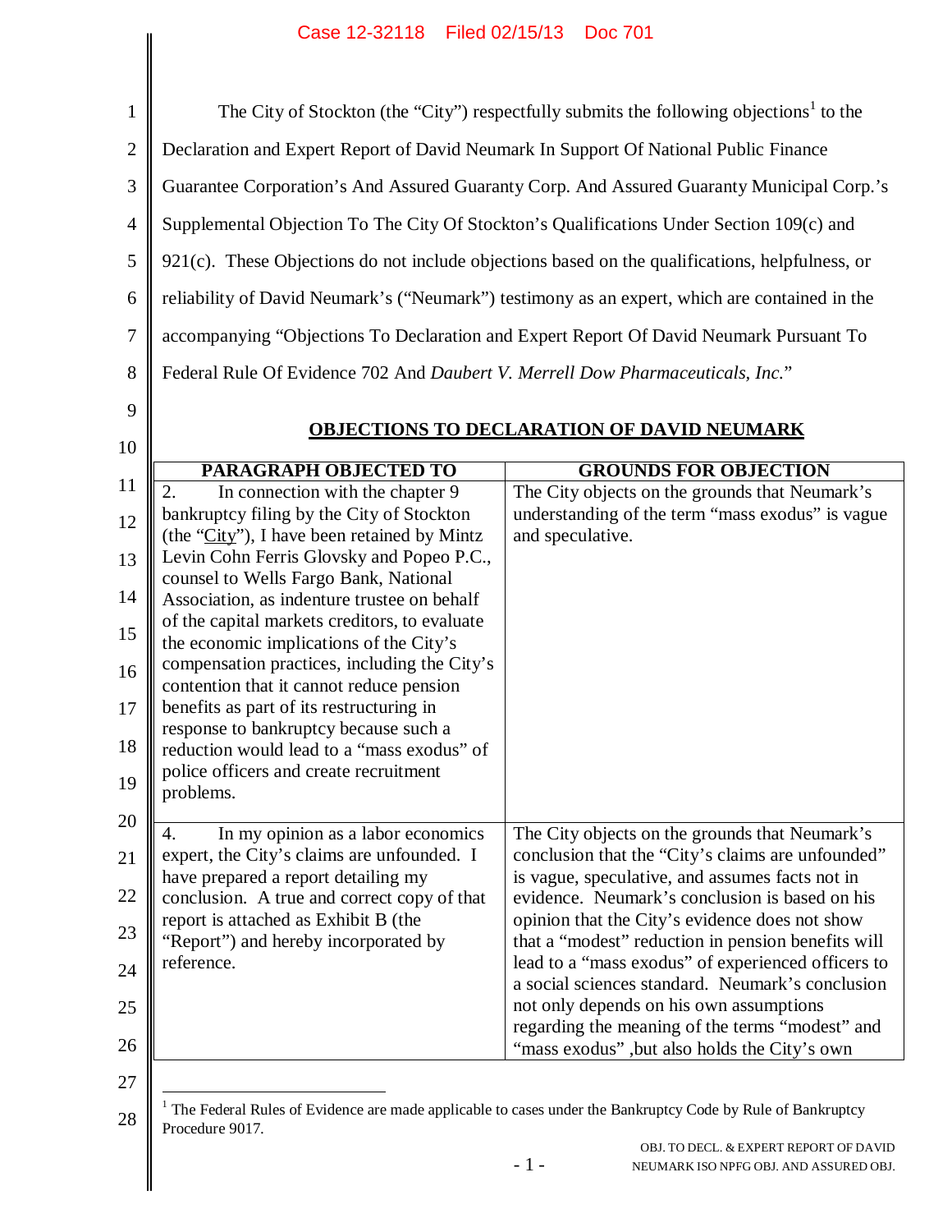The City of Stockton (the "City") respectfully submits the following objections[1] to the Declaration and Expert Report of David Neumark In Support Of National Public Finance Guarantee Corporation's And Assured Guaranty Corp. And Assured Guaranty Municipal Corp.'s Supplemental Objection To The City Of Stockton's Qualifications Under Section 109(c) and 921(c). These Objections do not include objections based on the qualifications, helpfulness, or reliability of David Neumark's ("Neumark") testimony as an expert, which are contained in the accompanying "Objections To Declaration and Expert Report Of David Neumark Pursuant To Federal Rule Of Evidence 702 And *Daubert V. Merrell Dow Pharmaceuticals, Inc.*"

## OBJECTIONS TO DECLARATION OF DAVID NEUMARK

| PARAGRAPH OBJECTED TO | GROUNDS FOR OBJECTION |
|---|---|
| 2. In connection with the chapter 9 bankruptcy filing by the City of Stockton (the "City"), I have been retained by Mintz Levin Cohn Ferris Glovsky and Popeo P.C., counsel to Wells Fargo Bank, National Association, as indenture trustee on behalf of the capital markets creditors, to evaluate the economic implications of the City's compensation practices, including the City's contention that it cannot reduce pension benefits as part of its restructuring in response to bankruptcy because such a reduction would lead to a "mass exodus" of police officers and create recruitment problems. | The City objects on the grounds that Neumark's understanding of the term "mass exodus" is vague and speculative. |
| 4. In my opinion as a labor economics expert, the City's claims are unfounded. I have prepared a report detailing my conclusion. A true and correct copy of that report is attached as Exhibit B (the "Report") and hereby incorporated by reference. | The City objects on the grounds that Neumark's conclusion that the "City's claims are unfounded" is vague, speculative, and assumes facts not in evidence. Neumark's conclusion is based on his opinion that the City's evidence does not show that a "modest" reduction in pension benefits will lead to a "mass exodus" of experienced officers to a social sciences standard. Neumark's conclusion not only depends on his own assumptions regarding the meaning of the terms "modest" and "mass exodus" ,but also holds the City's own |

[1] The Federal Rules of Evidence are made applicable to cases under the Bankruptcy Code by Rule of Bankruptcy Procedure 9017.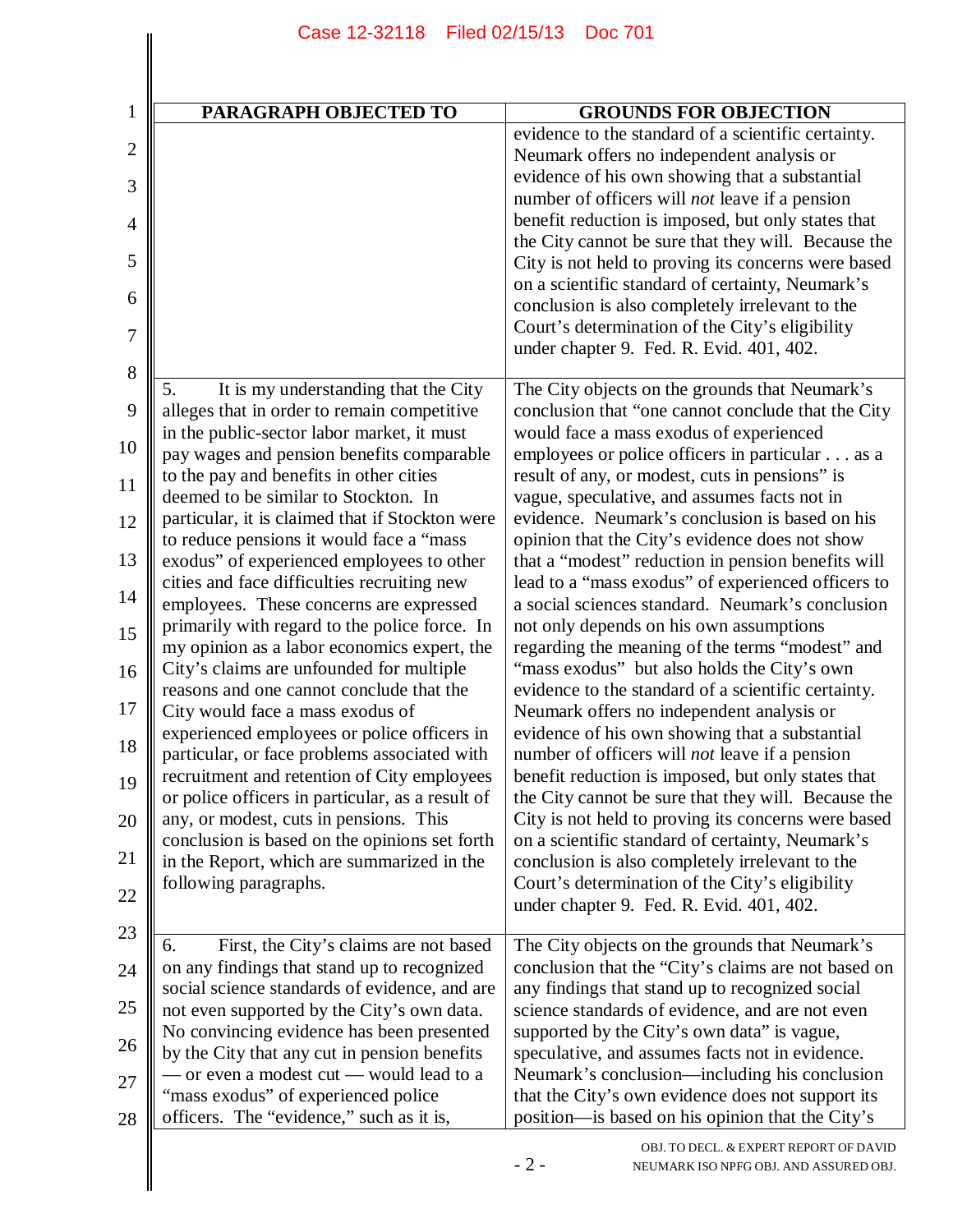| PARAGRAPH OBJECTED TO | GROUNDS FOR OBJECTION |
|---|---|
| | evidence to the standard of a scientific certainty. Neumark offers no independent analysis or evidence of his own showing that a substantial number of officers will *not* leave if a pension benefit reduction is imposed, but only states that the City cannot be sure that they will. Because the City is not held to proving its concerns were based on a scientific standard of certainty, Neumark's conclusion is also completely irrelevant to the Court's determination of the City's eligibility under chapter 9. Fed. R. Evid. 401, 402. |
| 5. It is my understanding that the City alleges that in order to remain competitive in the public-sector labor market, it must pay wages and pension benefits comparable to the pay and benefits in other cities deemed to be similar to Stockton. In particular, it is claimed that if Stockton were to reduce pensions it would face a "mass exodus" of experienced employees to other cities and face difficulties recruiting new employees. These concerns are expressed primarily with regard to the police force. In my opinion as a labor economics expert, the City's claims are unfounded for multiple reasons and one cannot conclude that the City would face a mass exodus of experienced employees or police officers in particular, or face problems associated with recruitment and retention of City employees or police officers in particular, as a result of any, or modest, cuts in pensions. This conclusion is based on the opinions set forth in the Report, which are summarized in the following paragraphs. | The City objects on the grounds that Neumark's conclusion that "one cannot conclude that the City would face a mass exodus of experienced employees or police officers in particular . . . as a result of any, or modest, cuts in pensions" is vague, speculative, and assumes facts not in evidence. Neumark's conclusion is based on his opinion that the City's evidence does not show that a "modest" reduction in pension benefits will lead to a "mass exodus" of experienced officers to a social sciences standard. Neumark's conclusion not only depends on his own assumptions regarding the meaning of the terms "modest" and "mass exodus" but also holds the City's own evidence to the standard of a scientific certainty. Neumark offers no independent analysis or evidence of his own showing that a substantial number of officers will *not* leave if a pension benefit reduction is imposed, but only states that the City cannot be sure that they will. Because the City is not held to proving its concerns were based on a scientific standard of certainty, Neumark's conclusion is also completely irrelevant to the Court's determination of the City's eligibility under chapter 9. Fed. R. Evid. 401, 402. |
| 6. First, the City's claims are not based on any findings that stand up to recognized social science standards of evidence, and are not even supported by the City's own data. No convincing evidence has been presented by the City that any cut in pension benefits — or even a modest cut — would lead to a "mass exodus" of experienced police officers. The "evidence," such as it is, | The City objects on the grounds that Neumark's conclusion that the "City's claims are not based on any findings that stand up to recognized social science standards of evidence, and are not even supported by the City's own data" is vague, speculative, and assumes facts not in evidence. Neumark's conclusion—including his conclusion that the City's own evidence does not support its position—is based on his opinion that the City's |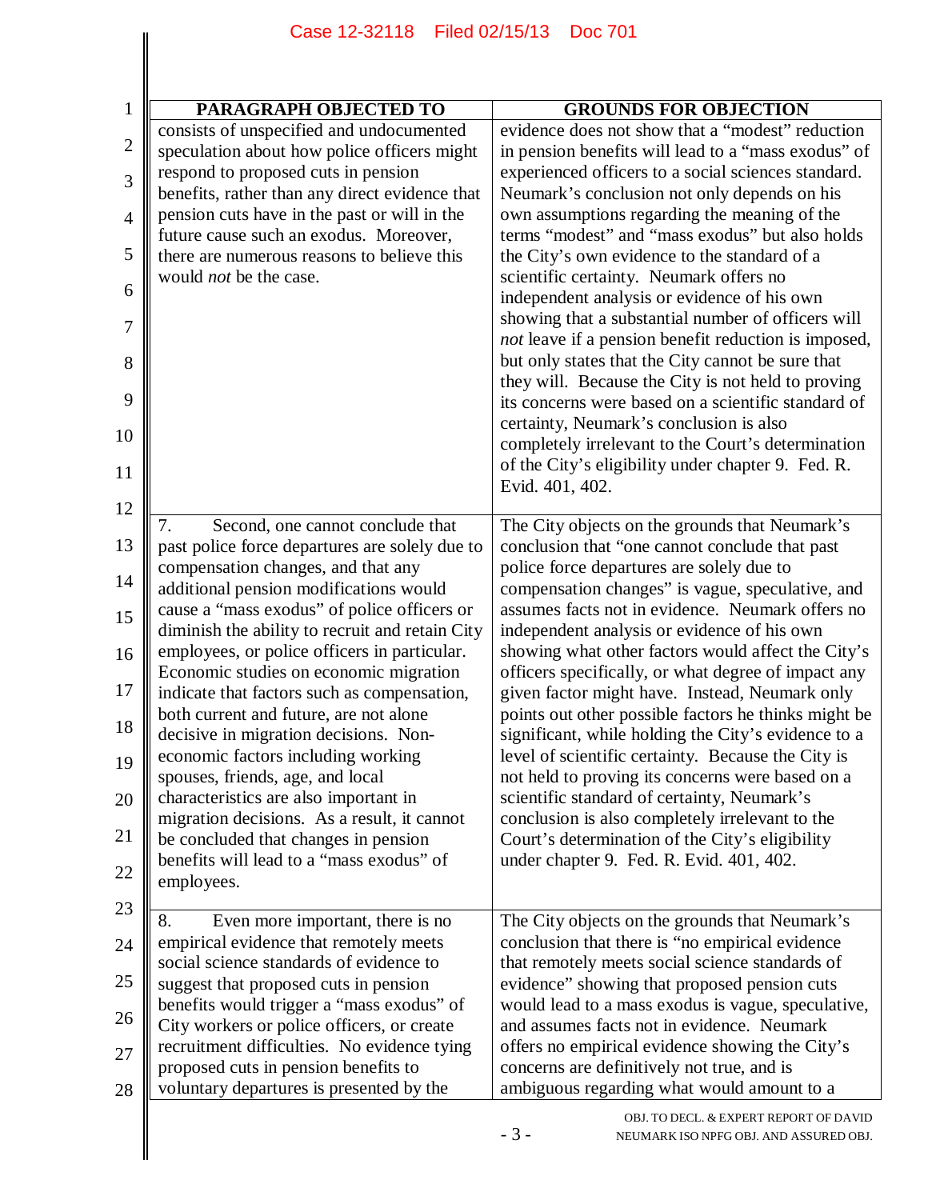| PARAGRAPH OBJECTED TO | GROUNDS FOR OBJECTION |
|---|---|
| consists of unspecified and undocumented speculation about how police officers might respond to proposed cuts in pension benefits, rather than any direct evidence that pension cuts have in the past or will in the future cause such an exodus. Moreover, there are numerous reasons to believe this would *not* be the case. | evidence does not show that a "modest" reduction in pension benefits will lead to a "mass exodus" of experienced officers to a social sciences standard. Neumark's conclusion not only depends on his own assumptions regarding the meaning of the terms "modest" and "mass exodus" but also holds the City's own evidence to the standard of a scientific certainty. Neumark offers no independent analysis or evidence of his own showing that a substantial number of officers will *not* leave if a pension benefit reduction is imposed, but only states that the City cannot be sure that they will. Because the City is not held to proving its concerns were based on a scientific standard of certainty, Neumark's conclusion is also completely irrelevant to the Court's determination of the City's eligibility under chapter 9. Fed. R. Evid. 401, 402. |
| 7. Second, one cannot conclude that past police force departures are solely due to compensation changes, and that any additional pension modifications would cause a "mass exodus" of police officers or diminish the ability to recruit and retain City employees, or police officers in particular. Economic studies on economic migration indicate that factors such as compensation, both current and future, are not alone decisive in migration decisions. Non-economic factors including working spouses, friends, age, and local characteristics are also important in migration decisions. As a result, it cannot be concluded that changes in pension benefits will lead to a "mass exodus" of employees. | The City objects on the grounds that Neumark's conclusion that "one cannot conclude that past police force departures are solely due to compensation changes" is vague, speculative, and assumes facts not in evidence. Neumark offers no independent analysis or evidence of his own showing what other factors would affect the City's officers specifically, or what degree of impact any given factor might have. Instead, Neumark only points out other possible factors he thinks might be significant, while holding the City's evidence to a level of scientific certainty. Because the City is not held to proving its concerns were based on a scientific standard of certainty, Neumark's conclusion is also completely irrelevant to the Court's determination of the City's eligibility under chapter 9. Fed. R. Evid. 401, 402. |
| 8. Even more important, there is no empirical evidence that remotely meets social science standards of evidence to suggest that proposed cuts in pension benefits would trigger a "mass exodus" of City workers or police officers, or create recruitment difficulties. No evidence tying proposed cuts in pension benefits to voluntary departures is presented by the | The City objects on the grounds that Neumark's conclusion that there is "no empirical evidence that remotely meets social science standards of evidence" showing that proposed pension cuts would lead to a mass exodus is vague, speculative, and assumes facts not in evidence. Neumark offers no empirical evidence showing the City's concerns are definitively not true, and is ambiguous regarding what would amount to a |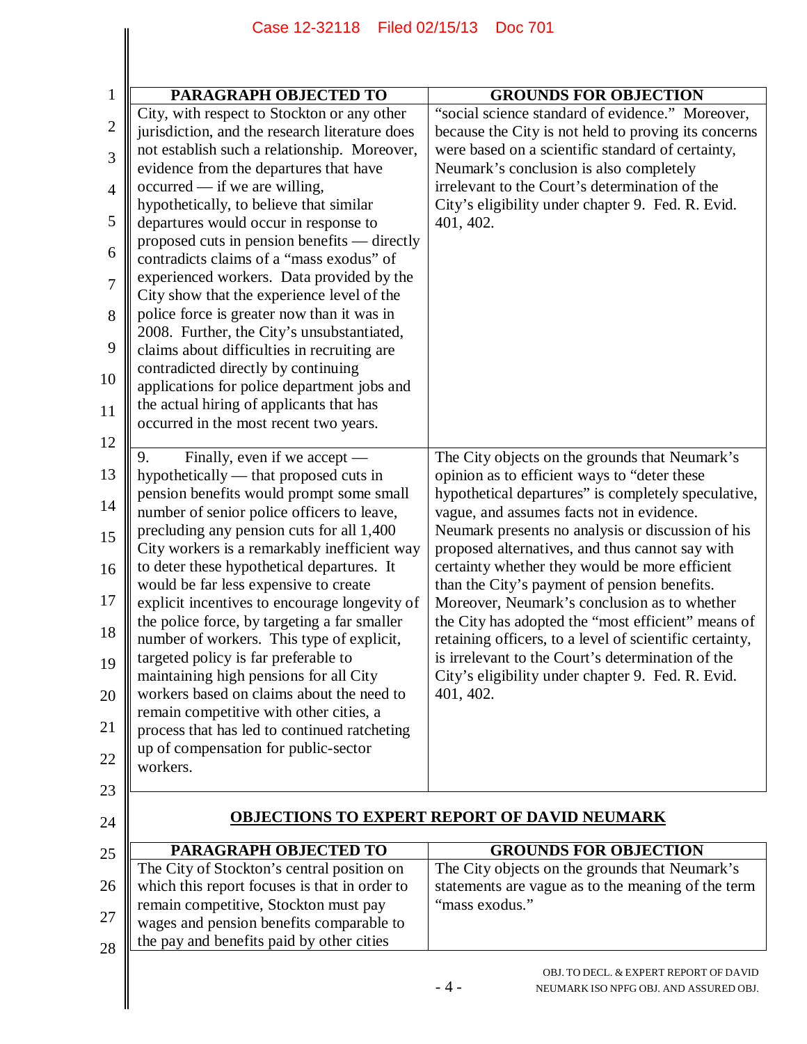| PARAGRAPH OBJECTED TO | GROUNDS FOR OBJECTION |
|---|---|
| City, with respect to Stockton or any other jurisdiction, and the research literature does not establish such a relationship. Moreover, evidence from the departures that have occurred — if we are willing, hypothetically, to believe that similar departures would occur in response to proposed cuts in pension benefits — directly contradicts claims of a "mass exodus" of experienced workers. Data provided by the City show that the experience level of the police force is greater now than it was in 2008. Further, the City's unsubstantiated, claims about difficulties in recruiting are contradicted directly by continuing applications for police department jobs and the actual hiring of applicants that has occurred in the most recent two years. | "social science standard of evidence." Moreover, because the City is not held to proving its concerns were based on a scientific standard of certainty, Neumark's conclusion is also completely irrelevant to the Court's determination of the City's eligibility under chapter 9. Fed. R. Evid. 401, 402. |
| 9. Finally, even if we accept — hypothetically — that proposed cuts in pension benefits would prompt some small number of senior police officers to leave, precluding any pension cuts for all 1,400 City workers is a remarkably inefficient way to deter these hypothetical departures. It would be far less expensive to create explicit incentives to encourage longevity of the police force, by targeting a far smaller number of workers. This type of explicit, targeted policy is far preferable to maintaining high pensions for all City workers based on claims about the need to remain competitive with other cities, a process that has led to continued ratcheting up of compensation for public-sector workers. | The City objects on the grounds that Neumark's opinion as to efficient ways to "deter these hypothetical departures" is completely speculative, vague, and assumes facts not in evidence. Neumark presents no analysis or discussion of his proposed alternatives, and thus cannot say with certainty whether they would be more efficient than the City's payment of pension benefits. Moreover, Neumark's conclusion as to whether the City has adopted the "most efficient" means of retaining officers, to a level of scientific certainty, is irrelevant to the Court's determination of the City's eligibility under chapter 9. Fed. R. Evid. 401, 402. |

## OBJECTIONS TO EXPERT REPORT OF DAVID NEUMARK

| PARAGRAPH OBJECTED TO | GROUNDS FOR OBJECTION |
|---|---|
| The City of Stockton's central position on which this report focuses is that in order to remain competitive, Stockton must pay wages and pension benefits comparable to the pay and benefits paid by other cities | The City objects on the grounds that Neumark's statements are vague as to the meaning of the term "mass exodus." |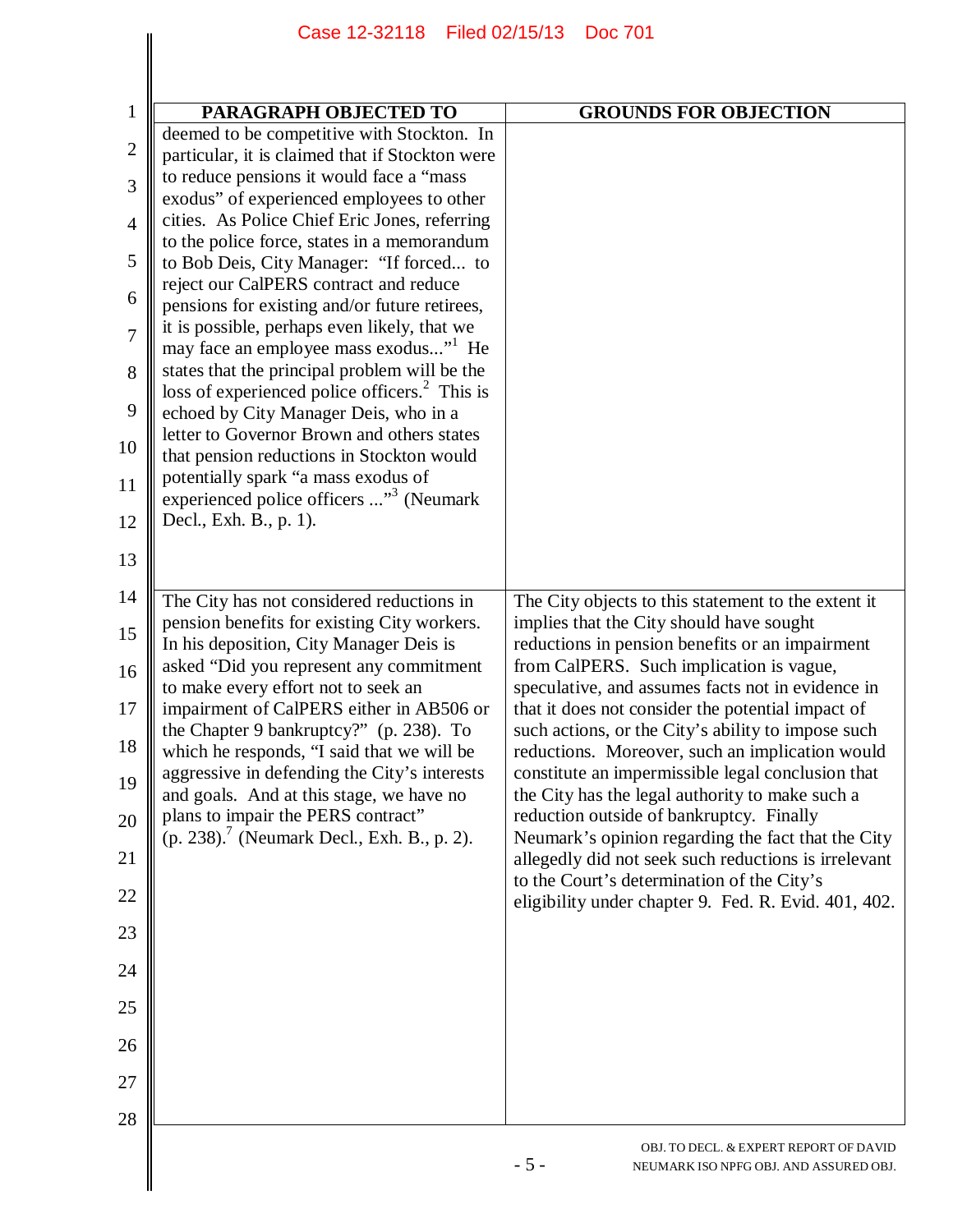| PARAGRAPH OBJECTED TO | GROUNDS FOR OBJECTION |
| --- | --- |
| deemed to be competitive with Stockton. In particular, it is claimed that if Stockton were to reduce pensions it would face a "mass exodus" of experienced employees to other cities. As Police Chief Eric Jones, referring to the police force, states in a memorandum to Bob Deis, City Manager: "If forced... to reject our CalPERS contract and reduce pensions for existing and/or future retirees, it is possible, perhaps even likely, that we may face an employee mass exodus..."[1] He states that the principal problem will be the loss of experienced police officers.[2] This is echoed by City Manager Deis, who in a letter to Governor Brown and others states that pension reductions in Stockton would potentially spark "a mass exodus of experienced police officers ..."[3] (Neumark Decl., Exh. B., p. 1). | |
| The City has not considered reductions in pension benefits for existing City workers. In his deposition, City Manager Deis is asked "Did you represent any commitment to make every effort not to seek an impairment of CalPERS either in AB506 or the Chapter 9 bankruptcy?" (p. 238). To which he responds, "I said that we will be aggressive in defending the City's interests and goals. And at this stage, we have no plans to impair the PERS contract" (p. 238).[7] (Neumark Decl., Exh. B., p. 2). | The City objects to this statement to the extent it implies that the City should have sought reductions in pension benefits or an impairment from CalPERS. Such implication is vague, speculative, and assumes facts not in evidence in that it does not consider the potential impact of such actions, or the City's ability to impose such reductions. Moreover, such an implication would constitute an impermissible legal conclusion that the City has the legal authority to make such a reduction outside of bankruptcy. Finally Neumark's opinion regarding the fact that the City allegedly did not seek such reductions is irrelevant to the Court's determination of the City's eligibility under chapter 9. Fed. R. Evid. 401, 402. |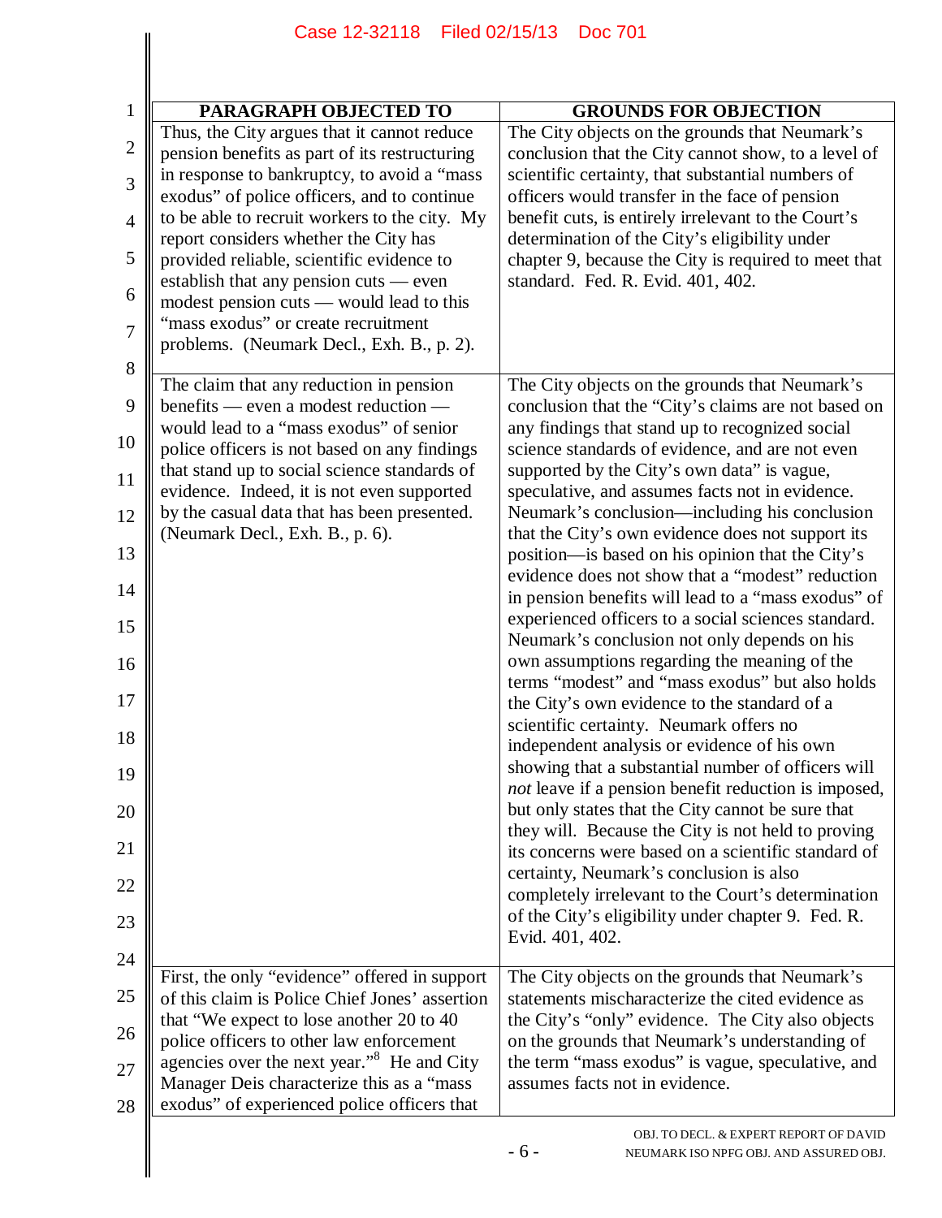| PARAGRAPH OBJECTED TO | GROUNDS FOR OBJECTION |
|---|---|
| Thus, the City argues that it cannot reduce pension benefits as part of its restructuring in response to bankruptcy, to avoid a "mass exodus" of police officers, and to continue to be able to recruit workers to the city. My report considers whether the City has provided reliable, scientific evidence to establish that any pension cuts — even modest pension cuts — would lead to this "mass exodus" or create recruitment problems. (Neumark Decl., Exh. B., p. 2). | The City objects on the grounds that Neumark's conclusion that the City cannot show, to a level of scientific certainty, that substantial numbers of officers would transfer in the face of pension benefit cuts, is entirely irrelevant to the Court's determination of the City's eligibility under chapter 9, because the City is required to meet that standard. Fed. R. Evid. 401, 402. |
| The claim that any reduction in pension benefits — even a modest reduction — would lead to a "mass exodus" of senior police officers is not based on any findings that stand up to social science standards of evidence. Indeed, it is not even supported by the casual data that has been presented. (Neumark Decl., Exh. B., p. 6). | The City objects on the grounds that Neumark's conclusion that the "City's claims are not based on any findings that stand up to recognized social science standards of evidence, and are not even supported by the City's own data" is vague, speculative, and assumes facts not in evidence. Neumark's conclusion—including his conclusion that the City's own evidence does not support its position—is based on his opinion that the City's evidence does not show that a "modest" reduction in pension benefits will lead to a "mass exodus" of experienced officers to a social sciences standard. Neumark's conclusion not only depends on his own assumptions regarding the meaning of the terms "modest" and "mass exodus" but also holds the City's own evidence to the standard of a scientific certainty. Neumark offers no independent analysis or evidence of his own showing that a substantial number of officers will *not* leave if a pension benefit reduction is imposed, but only states that the City cannot be sure that they will. Because the City is not held to proving its concerns were based on a scientific standard of certainty, Neumark's conclusion is also completely irrelevant to the Court's determination of the City's eligibility under chapter 9. Fed. R. Evid. 401, 402. |
| First, the only "evidence" offered in support of this claim is Police Chief Jones' assertion that "We expect to lose another 20 to 40 police officers to other law enforcement agencies over the next year."[8] He and City Manager Deis characterize this as a "mass exodus" of experienced police officers that | The City objects on the grounds that Neumark's statements mischaracterize the cited evidence as the City's "only" evidence. The City also objects on the grounds that Neumark's understanding of the term "mass exodus" is vague, speculative, and assumes facts not in evidence. |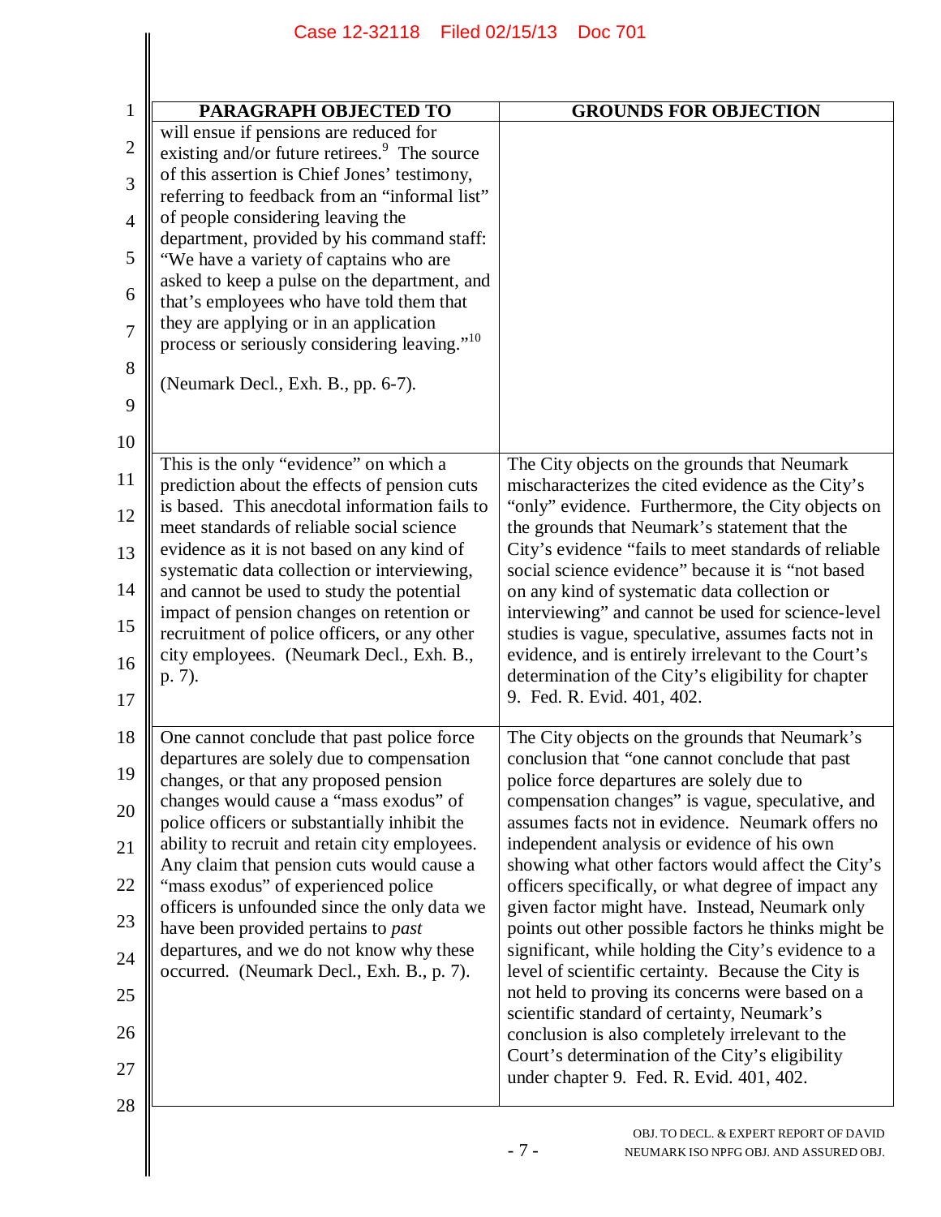| PARAGRAPH OBJECTED TO | GROUNDS FOR OBJECTION |
|---|---|
| will ensue if pensions are reduced for existing and/or future retirees.[9] The source of this assertion is Chief Jones' testimony, referring to feedback from an "informal list" of people considering leaving the department, provided by his command staff: "We have a variety of captains who are asked to keep a pulse on the department, and that's employees who have told them that they are applying or in an application process or seriously considering leaving."[10] (Neumark Decl., Exh. B., pp. 6-7). | |
| This is the only "evidence" on which a prediction about the effects of pension cuts is based. This anecdotal information fails to meet standards of reliable social science evidence as it is not based on any kind of systematic data collection or interviewing, and cannot be used to study the potential impact of pension changes on retention or recruitment of police officers, or any other city employees. (Neumark Decl., Exh. B., p. 7). | The City objects on the grounds that Neumark mischaracterizes the cited evidence as the City's "only" evidence. Furthermore, the City objects on the grounds that Neumark's statement that the City's evidence "fails to meet standards of reliable social science evidence" because it is "not based on any kind of systematic data collection or interviewing" and cannot be used for science-level studies is vague, speculative, assumes facts not in evidence, and is entirely irrelevant to the Court's determination of the City's eligibility for chapter 9. Fed. R. Evid. 401, 402. |
| One cannot conclude that past police force departures are solely due to compensation changes, or that any proposed pension changes would cause a "mass exodus" of police officers or substantially inhibit the ability to recruit and retain city employees. Any claim that pension cuts would cause a "mass exodus" of experienced police officers is unfounded since the only data we have been provided pertains to *past* departures, and we do not know why these occurred. (Neumark Decl., Exh. B., p. 7). | The City objects on the grounds that Neumark's conclusion that "one cannot conclude that past police force departures are solely due to compensation changes" is vague, speculative, and assumes facts not in evidence. Neumark offers no independent analysis or evidence of his own showing what other factors would affect the City's officers specifically, or what degree of impact any given factor might have. Instead, Neumark only points out other possible factors he thinks might be significant, while holding the City's evidence to a level of scientific certainty. Because the City is not held to proving its concerns were based on a scientific standard of certainty, Neumark's conclusion is also completely irrelevant to the Court's determination of the City's eligibility under chapter 9. Fed. R. Evid. 401, 402. |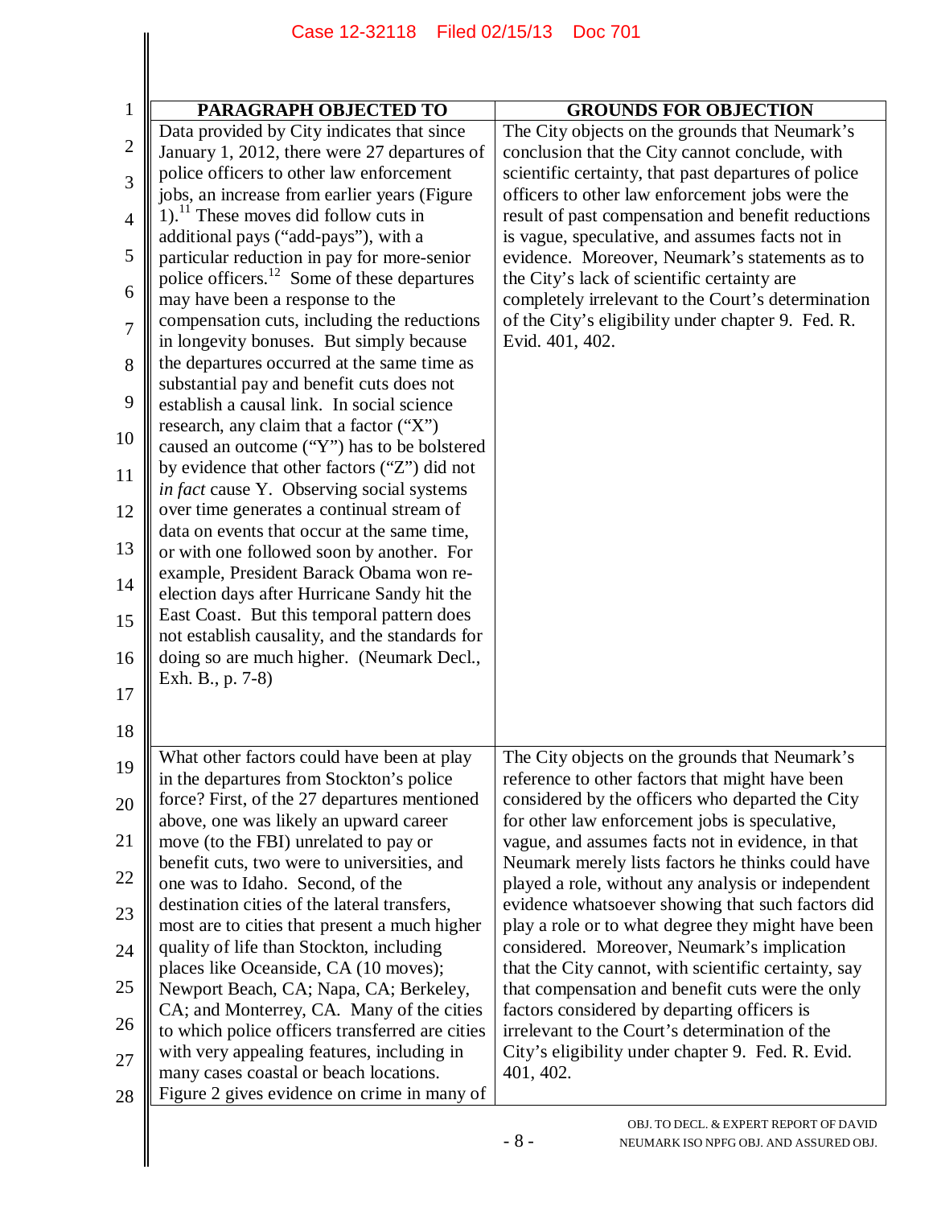| PARAGRAPH OBJECTED TO | GROUNDS FOR OBJECTION |
|---|---|
| Data provided by City indicates that since January 1, 2012, there were 27 departures of police officers to other law enforcement jobs, an increase from earlier years (Figure 1).[11] These moves did follow cuts in additional pays ("add-pays"), with a particular reduction in pay for more-senior police officers.[12] Some of these departures may have been a response to the compensation cuts, including the reductions in longevity bonuses. But simply because the departures occurred at the same time as substantial pay and benefit cuts does not establish a causal link. In social science research, any claim that a factor ("X") caused an outcome ("Y") has to be bolstered by evidence that other factors ("Z") did not *in fact* cause Y. Observing social systems over time generates a continual stream of data on events that occur at the same time, or with one followed soon by another. For example, President Barack Obama won re-election days after Hurricane Sandy hit the East Coast. But this temporal pattern does not establish causality, and the standards for doing so are much higher. (Neumark Decl., Exh. B., p. 7-8) | The City objects on the grounds that Neumark's conclusion that the City cannot conclude, with scientific certainty, that past departures of police officers to other law enforcement jobs were the result of past compensation and benefit reductions is vague, speculative, and assumes facts not in evidence. Moreover, Neumark's statements as to the City's lack of scientific certainty are completely irrelevant to the Court's determination of the City's eligibility under chapter 9. Fed. R. Evid. 401, 402. |
| What other factors could have been at play in the departures from Stockton's police force? First, of the 27 departures mentioned above, one was likely an upward career move (to the FBI) unrelated to pay or benefit cuts, two were to universities, and one was to Idaho. Second, of the destination cities of the lateral transfers, most are to cities that present a much higher quality of life than Stockton, including places like Oceanside, CA (10 moves); Newport Beach, CA; Napa, CA; Berkeley, CA; and Monterrey, CA. Many of the cities to which police officers transferred are cities with very appealing features, including in many cases coastal or beach locations. Figure 2 gives evidence on crime in many of | The City objects on the grounds that Neumark's reference to other factors that might have been considered by the officers who departed the City for other law enforcement jobs is speculative, vague, and assumes facts not in evidence, in that Neumark merely lists factors he thinks could have played a role, without any analysis or independent evidence whatsoever showing that such factors did play a role or to what degree they might have been considered. Moreover, Neumark's implication that the City cannot, with scientific certainty, say that compensation and benefit cuts were the only factors considered by departing officers is irrelevant to the Court's determination of the City's eligibility under chapter 9. Fed. R. Evid. 401, 402. |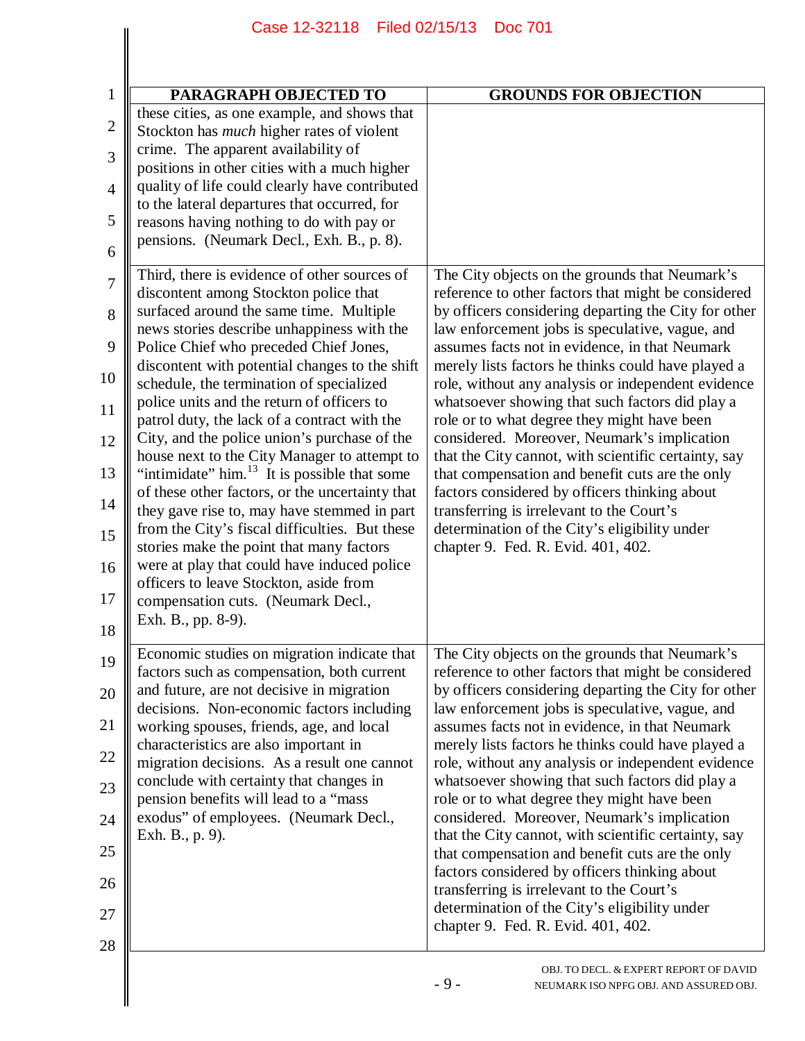| PARAGRAPH OBJECTED TO | GROUNDS FOR OBJECTION |
|---|---|
| these cities, as one example, and shows that Stockton has *much* higher rates of violent crime. The apparent availability of positions in other cities with a much higher quality of life could clearly have contributed to the lateral departures that occurred, for reasons having nothing to do with pay or pensions. (Neumark Decl., Exh. B., p. 8). | |
| Third, there is evidence of other sources of discontent among Stockton police that surfaced around the same time. Multiple news stories describe unhappiness with the Police Chief who preceded Chief Jones, discontent with potential changes to the shift schedule, the termination of specialized police units and the return of officers to patrol duty, the lack of a contract with the City, and the police union's purchase of the house next to the City Manager to attempt to "intimidate" him.[13] It is possible that some of these other factors, or the uncertainty that they gave rise to, may have stemmed in part from the City's fiscal difficulties. But these stories make the point that many factors were at play that could have induced police officers to leave Stockton, aside from compensation cuts. (Neumark Decl., Exh. B., pp. 8-9). | The City objects on the grounds that Neumark's reference to other factors that might be considered by officers considering departing the City for other law enforcement jobs is speculative, vague, and assumes facts not in evidence, in that Neumark merely lists factors he thinks could have played a role, without any analysis or independent evidence whatsoever showing that such factors did play a role or to what degree they might have been considered. Moreover, Neumark's implication that the City cannot, with scientific certainty, say that compensation and benefit cuts are the only factors considered by officers thinking about transferring is irrelevant to the Court's determination of the City's eligibility under chapter 9. Fed. R. Evid. 401, 402. |
| Economic studies on migration indicate that factors such as compensation, both current and future, are not decisive in migration decisions. Non-economic factors including working spouses, friends, age, and local characteristics are also important in migration decisions. As a result one cannot conclude with certainty that changes in pension benefits will lead to a "mass exodus" of employees. (Neumark Decl., Exh. B., p. 9). | The City objects on the grounds that Neumark's reference to other factors that might be considered by officers considering departing the City for other law enforcement jobs is speculative, vague, and assumes facts not in evidence, in that Neumark merely lists factors he thinks could have played a role, without any analysis or independent evidence whatsoever showing that such factors did play a role or to what degree they might have been considered. Moreover, Neumark's implication that the City cannot, with scientific certainty, say that compensation and benefit cuts are the only factors considered by officers thinking about transferring is irrelevant to the Court's determination of the City's eligibility under chapter 9. Fed. R. Evid. 401, 402. |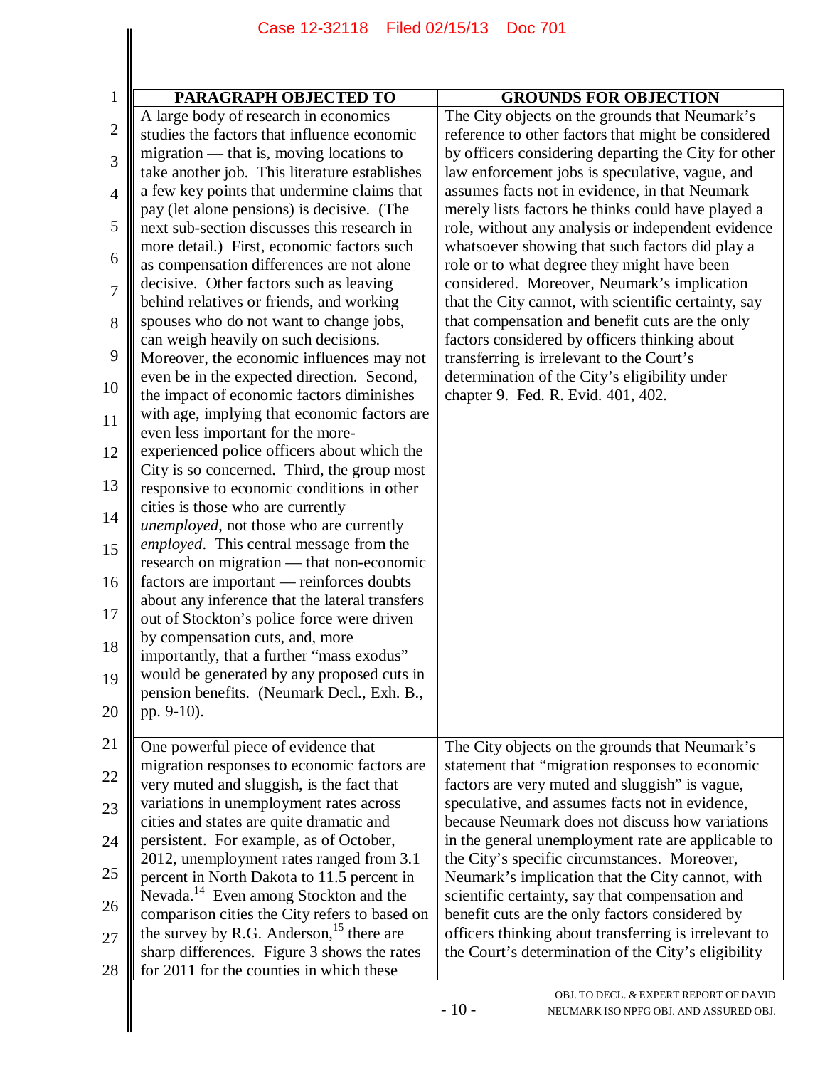| PARAGRAPH OBJECTED TO | GROUNDS FOR OBJECTION |
|---|---|
| A large body of research in economics studies the factors that influence economic migration — that is, moving locations to take another job. This literature establishes a few key points that undermine claims that pay (let alone pensions) is decisive. (The next sub-section discusses this research in more detail.) First, economic factors such as compensation differences are not alone decisive. Other factors such as leaving behind relatives or friends, and working spouses who do not want to change jobs, can weigh heavily on such decisions. Moreover, the economic influences may not even be in the expected direction. Second, the impact of economic factors diminishes with age, implying that economic factors are even less important for the more-experienced police officers about which the City is so concerned. Third, the group most responsive to economic conditions in other cities is those who are currently *unemployed*, not those who are currently *employed*. This central message from the research on migration — that non-economic factors are important — reinforces doubts about any inference that the lateral transfers out of Stockton's police force were driven by compensation cuts, and, more importantly, that a further "mass exodus" would be generated by any proposed cuts in pension benefits. (Neumark Decl., Exh. B., pp. 9-10). | The City objects on the grounds that Neumark's reference to other factors that might be considered by officers considering departing the City for other law enforcement jobs is speculative, vague, and assumes facts not in evidence, in that Neumark merely lists factors he thinks could have played a role, without any analysis or independent evidence whatsoever showing that such factors did play a role or to what degree they might have been considered. Moreover, Neumark's implication that the City cannot, with scientific certainty, say that compensation and benefit cuts are the only factors considered by officers thinking about transferring is irrelevant to the Court's determination of the City's eligibility under chapter 9. Fed. R. Evid. 401, 402. |
| One powerful piece of evidence that migration responses to economic factors are very muted and sluggish, is the fact that variations in unemployment rates across cities and states are quite dramatic and persistent. For example, as of October, 2012, unemployment rates ranged from 3.1 percent in North Dakota to 11.5 percent in Nevada.[14] Even among Stockton and the comparison cities the City refers to based on the survey by R.G. Anderson,[15] there are sharp differences. Figure 3 shows the rates for 2011 for the counties in which these | The City objects on the grounds that Neumark's statement that "migration responses to economic factors are very muted and sluggish" is vague, speculative, and assumes facts not in evidence, because Neumark does not discuss how variations in the general unemployment rate are applicable to the City's specific circumstances. Moreover, Neumark's implication that the City cannot, with scientific certainty, say that compensation and benefit cuts are the only factors considered by officers thinking about transferring is irrelevant to the Court's determination of the City's eligibility |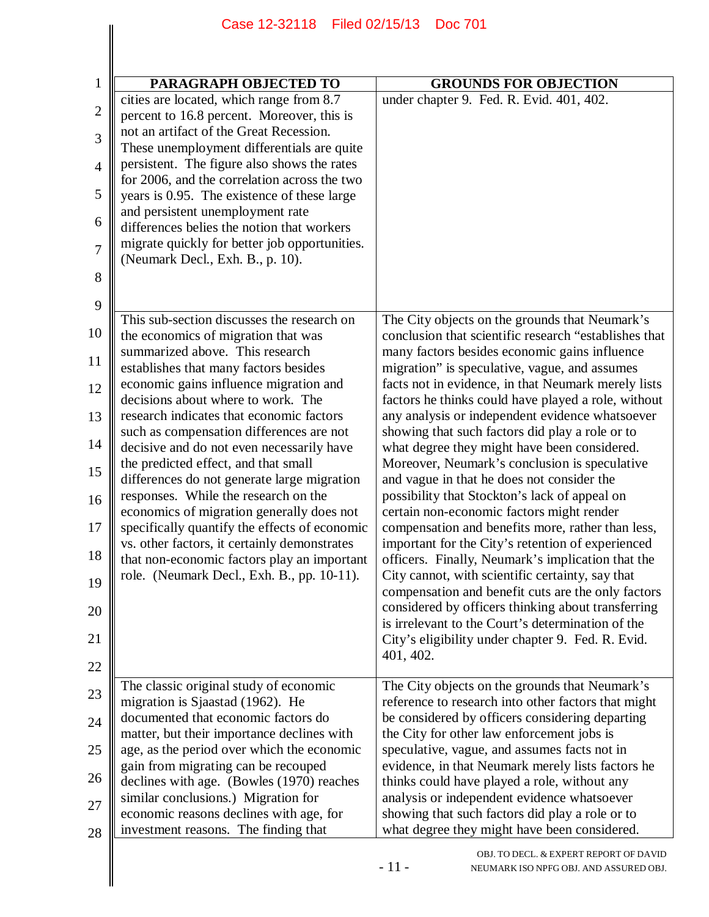| PARAGRAPH OBJECTED TO | GROUNDS FOR OBJECTION |
|---|---|
| cities are located, which range from 8.7 percent to 16.8 percent. Moreover, this is not an artifact of the Great Recession. These unemployment differentials are quite persistent. The figure also shows the rates for 2006, and the correlation across the two years is 0.95. The existence of these large and persistent unemployment rate differences belies the notion that workers migrate quickly for better job opportunities. (Neumark Decl., Exh. B., p. 10). | under chapter 9. Fed. R. Evid. 401, 402. |
| This sub-section discusses the research on the economics of migration that was summarized above. This research establishes that many factors besides economic gains influence migration and decisions about where to work. The research indicates that economic factors such as compensation differences are not decisive and do not necessarily have the predicted effect, and that small differences do not generate large migration responses. While the research on the economics of migration generally does not specifically quantify the effects of economic vs. other factors, it certainly demonstrates that non-economic factors play an important role. (Neumark Decl., Exh. B., pp. 10-11). | The City objects on the grounds that Neumark's conclusion that scientific research "establishes that many factors besides economic gains influence migration" is speculative, vague, and assumes facts not in evidence, in that Neumark merely lists factors he thinks could have played a role, without any analysis or independent evidence whatsoever showing that such factors did play a role or to what degree they might have been considered. Moreover, Neumark's conclusion is speculative and vague in that he does not consider the possibility that Stockton's lack of appeal on certain non-economic factors might render compensation and benefits more, rather than less, important for the City's retention of experienced officers. Finally, Neumark's implication that the City cannot, with scientific certainty, say that compensation and benefit cuts are the only factors considered by officers thinking about transferring is irrelevant to the Court's determination of the City's eligibility under chapter 9. Fed. R. Evid. 401, 402. |
| The classic original study of economic migration is Sjaastad (1962). He documented that economic factors do matter, but their importance declines with age, as the period over which the economic gain from migrating can be recouped declines with age. (Bowles (1970) reaches similar conclusions.) Migration for economic reasons declines with age, for investment reasons. The finding that | The City objects on the grounds that Neumark's reference to research into other factors that might be considered by officers considering departing the City for other law enforcement jobs is speculative, vague, and assumes facts not in evidence, in that Neumark merely lists factors he thinks could have played a role, without any analysis or independent evidence whatsoever showing that such factors did play a role or to what degree they might have been considered. |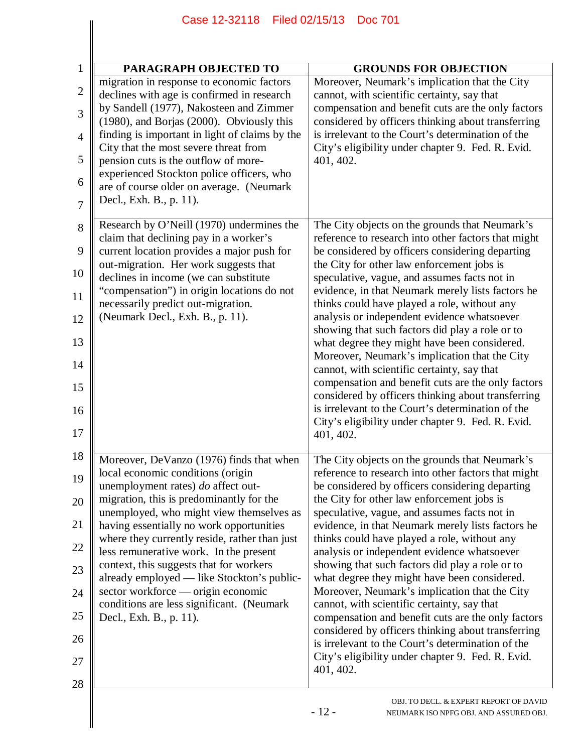| PARAGRAPH OBJECTED TO | GROUNDS FOR OBJECTION |
|---|---|
| migration in response to economic factors declines with age is confirmed in research by Sandell (1977), Nakosteen and Zimmer (1980), and Borjas (2000). Obviously this finding is important in light of claims by the City that the most severe threat from pension cuts is the outflow of more-experienced Stockton police officers, who are of course older on average. (Neumark Decl., Exh. B., p. 11). | Moreover, Neumark's implication that the City cannot, with scientific certainty, say that compensation and benefit cuts are the only factors considered by officers thinking about transferring is irrelevant to the Court's determination of the City's eligibility under chapter 9. Fed. R. Evid. 401, 402. |
| Research by O'Neill (1970) undermines the claim that declining pay in a worker's current location provides a major push for out-migration. Her work suggests that declines in income (we can substitute "compensation") in origin locations do not necessarily predict out-migration. (Neumark Decl., Exh. B., p. 11). | The City objects on the grounds that Neumark's reference to research into other factors that might be considered by officers considering departing the City for other law enforcement jobs is speculative, vague, and assumes facts not in evidence, in that Neumark merely lists factors he thinks could have played a role, without any analysis or independent evidence whatsoever showing that such factors did play a role or to what degree they might have been considered. Moreover, Neumark's implication that the City cannot, with scientific certainty, say that compensation and benefit cuts are the only factors considered by officers thinking about transferring is irrelevant to the Court's determination of the City's eligibility under chapter 9. Fed. R. Evid. 401, 402. |
| Moreover, DeVanzo (1976) finds that when local economic conditions (origin unemployment rates) *do* affect out-migration, this is predominantly for the unemployed, who might view themselves as having essentially no work opportunities where they currently reside, rather than just less remunerative work. In the present context, this suggests that for workers already employed — like Stockton's public-sector workforce — origin economic conditions are less significant. (Neumark Decl., Exh. B., p. 11). | The City objects on the grounds that Neumark's reference to research into other factors that might be considered by officers considering departing the City for other law enforcement jobs is speculative, vague, and assumes facts not in evidence, in that Neumark merely lists factors he thinks could have played a role, without any analysis or independent evidence whatsoever showing that such factors did play a role or to what degree they might have been considered. Moreover, Neumark's implication that the City cannot, with scientific certainty, say that compensation and benefit cuts are the only factors considered by officers thinking about transferring is irrelevant to the Court's determination of the City's eligibility under chapter 9. Fed. R. Evid. 401, 402. |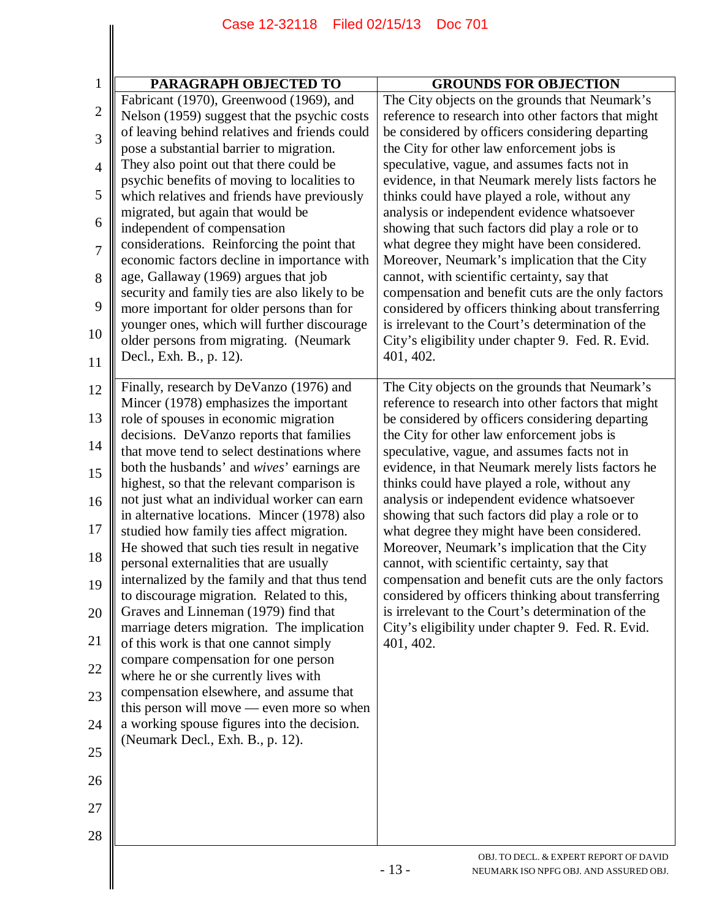| PARAGRAPH OBJECTED TO | GROUNDS FOR OBJECTION |
|---|---|
| Fabricant (1970), Greenwood (1969), and Nelson (1959) suggest that the psychic costs of leaving behind relatives and friends could pose a substantial barrier to migration. They also point out that there could be psychic benefits of moving to localities to which relatives and friends have previously migrated, but again that would be independent of compensation considerations. Reinforcing the point that economic factors decline in importance with age, Gallaway (1969) argues that job security and family ties are also likely to be more important for older persons than for younger ones, which will further discourage older persons from migrating. (Neumark Decl., Exh. B., p. 12). | The City objects on the grounds that Neumark's reference to research into other factors that might be considered by officers considering departing the City for other law enforcement jobs is speculative, vague, and assumes facts not in evidence, in that Neumark merely lists factors he thinks could have played a role, without any analysis or independent evidence whatsoever showing that such factors did play a role or to what degree they might have been considered. Moreover, Neumark's implication that the City cannot, with scientific certainty, say that compensation and benefit cuts are the only factors considered by officers thinking about transferring is irrelevant to the Court's determination of the City's eligibility under chapter 9. Fed. R. Evid. 401, 402. |
| Finally, research by DeVanzo (1976) and Mincer (1978) emphasizes the important role of spouses in economic migration decisions. DeVanzo reports that families that move tend to select destinations where both the husbands' and *wives'* earnings are highest, so that the relevant comparison is not just what an individual worker can earn in alternative locations. Mincer (1978) also studied how family ties affect migration. He showed that such ties result in negative personal externalities that are usually internalized by the family and that thus tend to discourage migration. Related to this, Graves and Linneman (1979) find that marriage deters migration. The implication of this work is that one cannot simply compare compensation for one person where he or she currently lives with compensation elsewhere, and assume that this person will move — even more so when a working spouse figures into the decision. (Neumark Decl., Exh. B., p. 12). | The City objects on the grounds that Neumark's reference to research into other factors that might be considered by officers considering departing the City for other law enforcement jobs is speculative, vague, and assumes facts not in evidence, in that Neumark merely lists factors he thinks could have played a role, without any analysis or independent evidence whatsoever showing that such factors did play a role or to what degree they might have been considered. Moreover, Neumark's implication that the City cannot, with scientific certainty, say that compensation and benefit cuts are the only factors considered by officers thinking about transferring is irrelevant to the Court's determination of the City's eligibility under chapter 9. Fed. R. Evid. 401, 402. |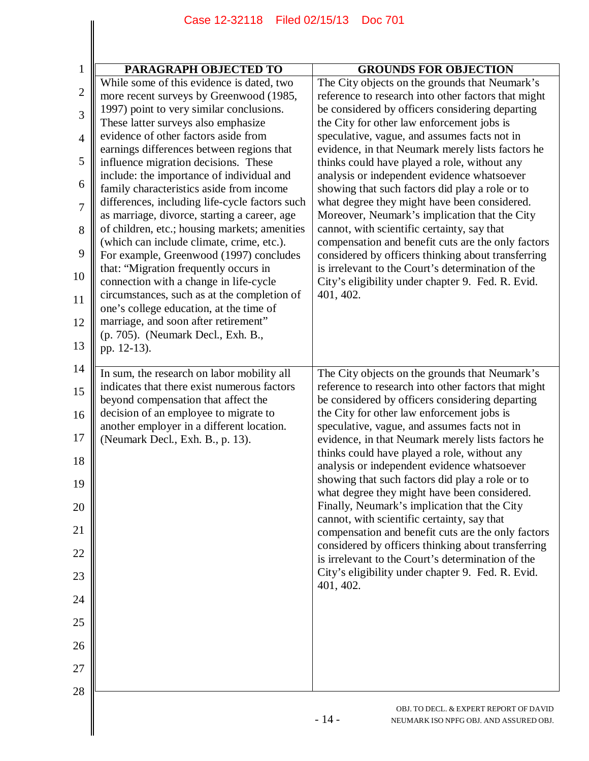| PARAGRAPH OBJECTED TO | GROUNDS FOR OBJECTION |
|---|---|
| While some of this evidence is dated, two more recent surveys by Greenwood (1985, 1997) point to very similar conclusions. These latter surveys also emphasize evidence of other factors aside from earnings differences between regions that influence migration decisions. These include: the importance of individual and family characteristics aside from income differences, including life-cycle factors such as marriage, divorce, starting a career, age of children, etc.; housing markets; amenities (which can include climate, crime, etc.). For example, Greenwood (1997) concludes that: "Migration frequently occurs in connection with a change in life-cycle circumstances, such as at the completion of one's college education, at the time of marriage, and soon after retirement" (p. 705). (Neumark Decl., Exh. B., pp. 12-13). | The City objects on the grounds that Neumark's reference to research into other factors that might be considered by officers considering departing the City for other law enforcement jobs is speculative, vague, and assumes facts not in evidence, in that Neumark merely lists factors he thinks could have played a role, without any analysis or independent evidence whatsoever showing that such factors did play a role or to what degree they might have been considered. Moreover, Neumark's implication that the City cannot, with scientific certainty, say that compensation and benefit cuts are the only factors considered by officers thinking about transferring is irrelevant to the Court's determination of the City's eligibility under chapter 9. Fed. R. Evid. 401, 402. |
| In sum, the research on labor mobility all indicates that there exist numerous factors beyond compensation that affect the decision of an employee to migrate to another employer in a different location. (Neumark Decl., Exh. B., p. 13). | The City objects on the grounds that Neumark's reference to research into other factors that might be considered by officers considering departing the City for other law enforcement jobs is speculative, vague, and assumes facts not in evidence, in that Neumark merely lists factors he thinks could have played a role, without any analysis or independent evidence whatsoever showing that such factors did play a role or to what degree they might have been considered. Finally, Neumark's implication that the City cannot, with scientific certainty, say that compensation and benefit cuts are the only factors considered by officers thinking about transferring is irrelevant to the Court's determination of the City's eligibility under chapter 9. Fed. R. Evid. 401, 402. |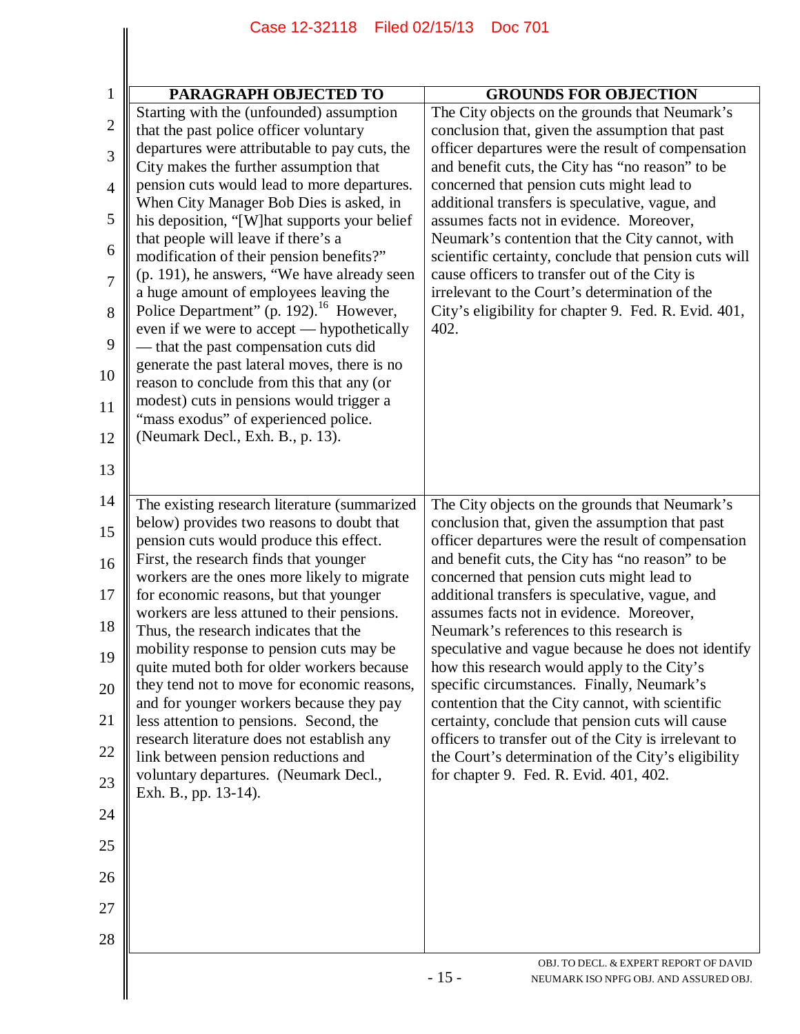| PARAGRAPH OBJECTED TO | GROUNDS FOR OBJECTION |
|---|---|
| Starting with the (unfounded) assumption that the past police officer voluntary departures were attributable to pay cuts, the City makes the further assumption that pension cuts would lead to more departures. When City Manager Bob Dies is asked, in his deposition, "[W]hat supports your belief that people will leave if there's a modification of their pension benefits?" (p. 191), he answers, "We have already seen a huge amount of employees leaving the Police Department" (p. 192).[16] However, even if we were to accept — hypothetically — that the past compensation cuts did generate the past lateral moves, there is no reason to conclude from this that any (or modest) cuts in pensions would trigger a "mass exodus" of experienced police. (Neumark Decl., Exh. B., p. 13). | The City objects on the grounds that Neumark's conclusion that, given the assumption that past officer departures were the result of compensation and benefit cuts, the City has "no reason" to be concerned that pension cuts might lead to additional transfers is speculative, vague, and assumes facts not in evidence. Moreover, Neumark's contention that the City cannot, with scientific certainty, conclude that pension cuts will cause officers to transfer out of the City is irrelevant to the Court's determination of the City's eligibility for chapter 9. Fed. R. Evid. 401, 402. |
| The existing research literature (summarized below) provides two reasons to doubt that pension cuts would produce this effect. First, the research finds that younger workers are the ones more likely to migrate for economic reasons, but that younger workers are less attuned to their pensions. Thus, the research indicates that the mobility response to pension cuts may be quite muted both for older workers because they tend not to move for economic reasons, and for younger workers because they pay less attention to pensions. Second, the research literature does not establish any link between pension reductions and voluntary departures. (Neumark Decl., Exh. B., pp. 13-14). | The City objects on the grounds that Neumark's conclusion that, given the assumption that past officer departures were the result of compensation and benefit cuts, the City has "no reason" to be concerned that pension cuts might lead to additional transfers is speculative, vague, and assumes facts not in evidence. Moreover, Neumark's references to this research is speculative and vague because he does not identify how this research would apply to the City's specific circumstances. Finally, Neumark's contention that the City cannot, with scientific certainty, conclude that pension cuts will cause officers to transfer out of the City is irrelevant to the Court's determination of the City's eligibility for chapter 9. Fed. R. Evid. 401, 402. |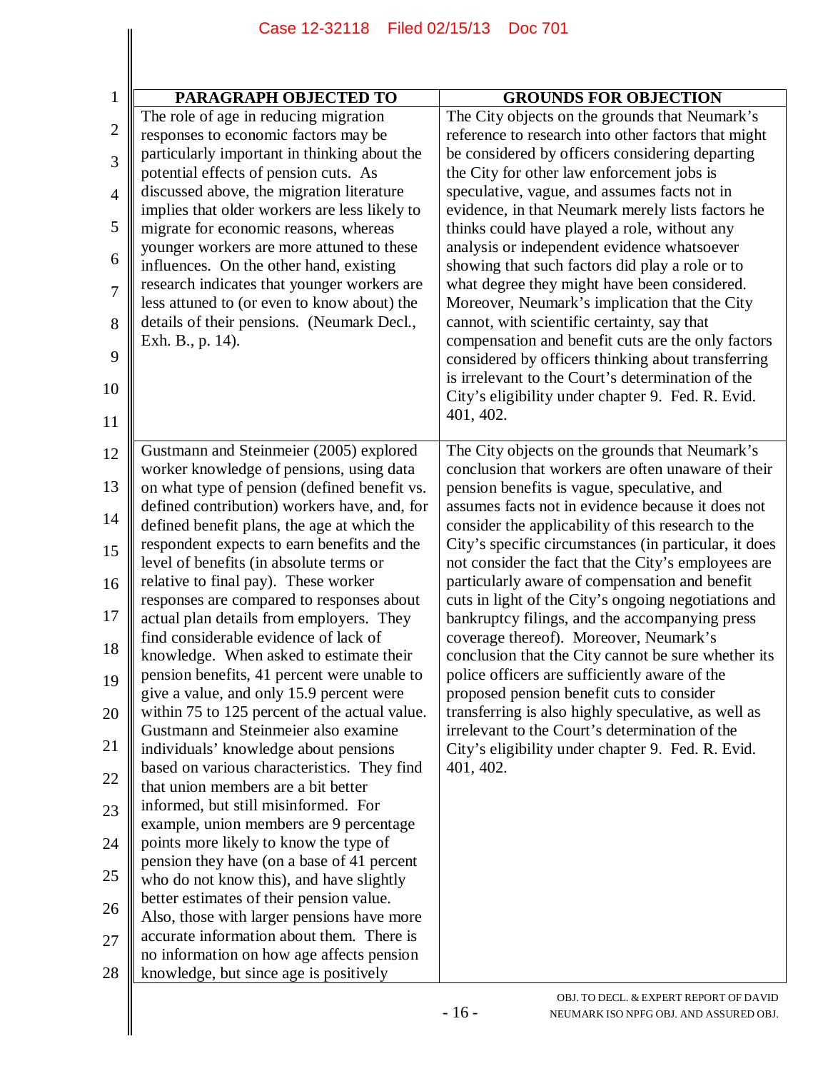| PARAGRAPH OBJECTED TO | GROUNDS FOR OBJECTION |
|---|---|
| The role of age in reducing migration responses to economic factors may be particularly important in thinking about the potential effects of pension cuts. As discussed above, the migration literature implies that older workers are less likely to migrate for economic reasons, whereas younger workers are more attuned to these influences. On the other hand, existing research indicates that younger workers are less attuned to (or even to know about) the details of their pensions. (Neumark Decl., Exh. B., p. 14). | The City objects on the grounds that Neumark's reference to research into other factors that might be considered by officers considering departing the City for other law enforcement jobs is speculative, vague, and assumes facts not in evidence, in that Neumark merely lists factors he thinks could have played a role, without any analysis or independent evidence whatsoever showing that such factors did play a role or to what degree they might have been considered. Moreover, Neumark's implication that the City cannot, with scientific certainty, say that compensation and benefit cuts are the only factors considered by officers thinking about transferring is irrelevant to the Court's determination of the City's eligibility under chapter 9. Fed. R. Evid. 401, 402. |
| Gustmann and Steinmeier (2005) explored worker knowledge of pensions, using data on what type of pension (defined benefit vs. defined contribution) workers have, and, for defined benefit plans, the age at which the respondent expects to earn benefits and the level of benefits (in absolute terms or relative to final pay). These worker responses are compared to responses about actual plan details from employers. They find considerable evidence of lack of knowledge. When asked to estimate their pension benefits, 41 percent were unable to give a value, and only 15.9 percent were within 75 to 125 percent of the actual value. Gustmann and Steinmeier also examine individuals' knowledge about pensions based on various characteristics. They find that union members are a bit better informed, but still misinformed. For example, union members are 9 percentage points more likely to know the type of pension they have (on a base of 41 percent who do not know this), and have slightly better estimates of their pension value. Also, those with larger pensions have more accurate information about them. There is no information on how age affects pension knowledge, but since age is positively | The City objects on the grounds that Neumark's conclusion that workers are often unaware of their pension benefits is vague, speculative, and assumes facts not in evidence because it does not consider the applicability of this research to the City's specific circumstances (in particular, it does not consider the fact that the City's employees are particularly aware of compensation and benefit cuts in light of the City's ongoing negotiations and bankruptcy filings, and the accompanying press coverage thereof). Moreover, Neumark's conclusion that the City cannot be sure whether its police officers are sufficiently aware of the proposed pension benefit cuts to consider transferring is also highly speculative, as well as irrelevant to the Court's determination of the City's eligibility under chapter 9. Fed. R. Evid. 401, 402. |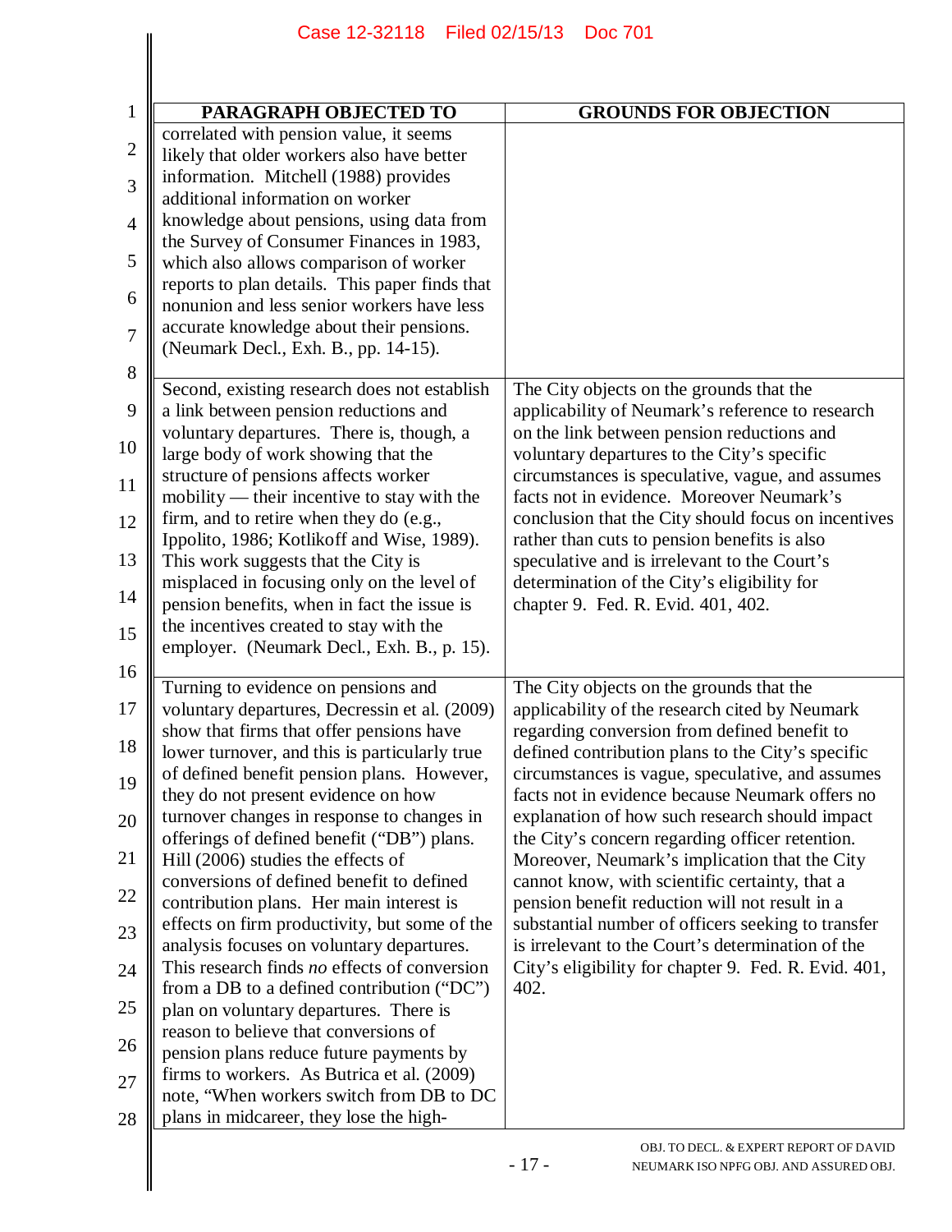| PARAGRAPH OBJECTED TO | GROUNDS FOR OBJECTION |
|---|---|
| correlated with pension value, it seems likely that older workers also have better information. Mitchell (1988) provides additional information on worker knowledge about pensions, using data from the Survey of Consumer Finances in 1983, which also allows comparison of worker reports to plan details. This paper finds that nonunion and less senior workers have less accurate knowledge about their pensions. (Neumark Decl., Exh. B., pp. 14-15). | |
| Second, existing research does not establish a link between pension reductions and voluntary departures. There is, though, a large body of work showing that the structure of pensions affects worker mobility — their incentive to stay with the firm, and to retire when they do (e.g., Ippolito, 1986; Kotlikoff and Wise, 1989). This work suggests that the City is misplaced in focusing only on the level of pension benefits, when in fact the issue is the incentives created to stay with the employer. (Neumark Decl., Exh. B., p. 15). | The City objects on the grounds that the applicability of Neumark's reference to research on the link between pension reductions and voluntary departures to the City's specific circumstances is speculative, vague, and assumes facts not in evidence. Moreover Neumark's conclusion that the City should focus on incentives rather than cuts to pension benefits is also speculative and is irrelevant to the Court's determination of the City's eligibility for chapter 9. Fed. R. Evid. 401, 402. |
| Turning to evidence on pensions and voluntary departures, Decressin et al. (2009) show that firms that offer pensions have lower turnover, and this is particularly true of defined benefit pension plans. However, they do not present evidence on how turnover changes in response to changes in offerings of defined benefit ("DB") plans. Hill (2006) studies the effects of conversions of defined benefit to defined contribution plans. Her main interest is effects on firm productivity, but some of the analysis focuses on voluntary departures. This research finds *no* effects of conversion from a DB to a defined contribution ("DC") plan on voluntary departures. There is reason to believe that conversions of pension plans reduce future payments by firms to workers. As Butrica et al. (2009) note, "When workers switch from DB to DC plans in midcareer, they lose the high- | The City objects on the grounds that the applicability of the research cited by Neumark regarding conversion from defined benefit to defined contribution plans to the City's specific circumstances is vague, speculative, and assumes facts not in evidence because Neumark offers no explanation of how such research should impact the City's concern regarding officer retention. Moreover, Neumark's implication that the City cannot know, with scientific certainty, that a pension benefit reduction will not result in a substantial number of officers seeking to transfer is irrelevant to the Court's determination of the City's eligibility for chapter 9. Fed. R. Evid. 401, 402. |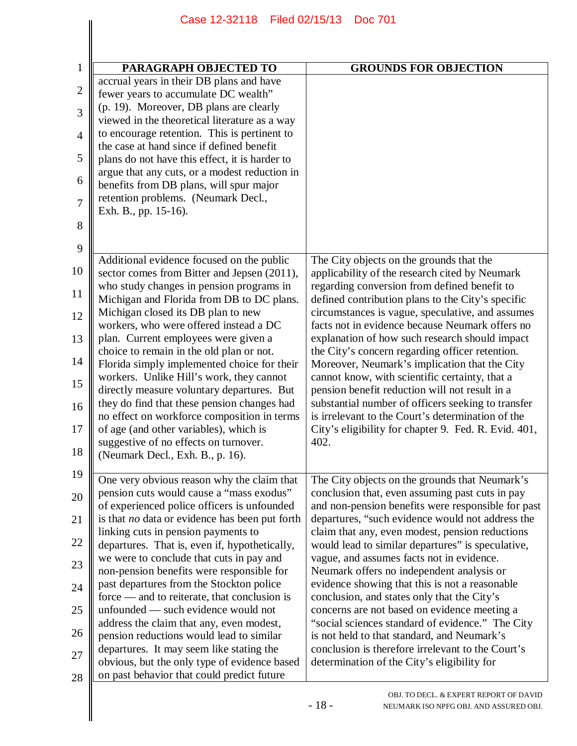| PARAGRAPH OBJECTED TO | GROUNDS FOR OBJECTION |
|---|---|
| accrual years in their DB plans and have fewer years to accumulate DC wealth" (p. 19). Moreover, DB plans are clearly viewed in the theoretical literature as a way to encourage retention. This is pertinent to the case at hand since if defined benefit plans do not have this effect, it is harder to argue that any cuts, or a modest reduction in benefits from DB plans, will spur major retention problems. (Neumark Decl., Exh. B., pp. 15-16). | |
| Additional evidence focused on the public sector comes from Bitter and Jepsen (2011), who study changes in pension programs in Michigan and Florida from DB to DC plans. Michigan closed its DB plan to new workers, who were offered instead a DC plan. Current employees were given a choice to remain in the old plan or not. Florida simply implemented choice for their workers. Unlike Hill's work, they cannot directly measure voluntary departures. But they do find that these pension changes had no effect on workforce composition in terms of age (and other variables), which is suggestive of no effects on turnover. (Neumark Decl., Exh. B., p. 16). | The City objects on the grounds that the applicability of the research cited by Neumark regarding conversion from defined benefit to defined contribution plans to the City's specific circumstances is vague, speculative, and assumes facts not in evidence because Neumark offers no explanation of how such research should impact the City's concern regarding officer retention. Moreover, Neumark's implication that the City cannot know, with scientific certainty, that a pension benefit reduction will not result in a substantial number of officers seeking to transfer is irrelevant to the Court's determination of the City's eligibility for chapter 9. Fed. R. Evid. 401, 402. |
| One very obvious reason why the claim that pension cuts would cause a "mass exodus" of experienced police officers is unfounded is that *no* data or evidence has been put forth linking cuts in pension payments to departures. That is, even if, hypothetically, we were to conclude that cuts in pay and non-pension benefits were responsible for past departures from the Stockton police force — and to reiterate, that conclusion is unfounded — such evidence would not address the claim that any, even modest, pension reductions would lead to similar departures. It may seem like stating the obvious, but the only type of evidence based on past behavior that could predict future | The City objects on the grounds that Neumark's conclusion that, even assuming past cuts in pay and non-pension benefits were responsible for past departures, "such evidence would not address the claim that any, even modest, pension reductions would lead to similar departures" is speculative, vague, and assumes facts not in evidence. Neumark offers no independent analysis or evidence showing that this is not a reasonable conclusion, and states only that the City's concerns are not based on evidence meeting a "social sciences standard of evidence." The City is not held to that standard, and Neumark's conclusion is therefore irrelevant to the Court's determination of the City's eligibility for |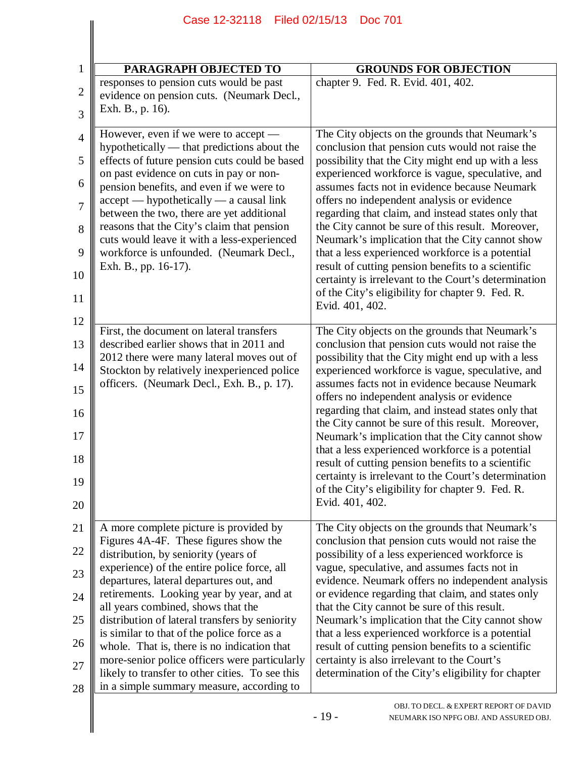| PARAGRAPH OBJECTED TO | GROUNDS FOR OBJECTION |
|---|---|
| responses to pension cuts would be past evidence on pension cuts. (Neumark Decl., Exh. B., p. 16). | chapter 9. Fed. R. Evid. 401, 402. |
| However, even if we were to accept — hypothetically — that predictions about the effects of future pension cuts could be based on past evidence on cuts in pay or non-pension benefits, and even if we were to accept — hypothetically — a causal link between the two, there are yet additional reasons that the City's claim that pension cuts would leave it with a less-experienced workforce is unfounded. (Neumark Decl., Exh. B., pp. 16-17). | The City objects on the grounds that Neumark's conclusion that pension cuts would not raise the possibility that the City might end up with a less experienced workforce is vague, speculative, and assumes facts not in evidence because Neumark offers no independent analysis or evidence regarding that claim, and instead states only that the City cannot be sure of this result. Moreover, Neumark's implication that the City cannot show that a less experienced workforce is a potential result of cutting pension benefits to a scientific certainty is irrelevant to the Court's determination of the City's eligibility for chapter 9. Fed. R. Evid. 401, 402. |
| First, the document on lateral transfers described earlier shows that in 2011 and 2012 there were many lateral moves out of Stockton by relatively inexperienced police officers. (Neumark Decl., Exh. B., p. 17). | The City objects on the grounds that Neumark's conclusion that pension cuts would not raise the possibility that the City might end up with a less experienced workforce is vague, speculative, and assumes facts not in evidence because Neumark offers no independent analysis or evidence regarding that claim, and instead states only that the City cannot be sure of this result. Moreover, Neumark's implication that the City cannot show that a less experienced workforce is a potential result of cutting pension benefits to a scientific certainty is irrelevant to the Court's determination of the City's eligibility for chapter 9. Fed. R. Evid. 401, 402. |
| A more complete picture is provided by Figures 4A-4F. These figures show the distribution, by seniority (years of experience) of the entire police force, all departures, lateral departures out, and retirements. Looking year by year, and at all years combined, shows that the distribution of lateral transfers by seniority is similar to that of the police force as a whole. That is, there is no indication that more-senior police officers were particularly likely to transfer to other cities. To see this in a simple summary measure, according to | The City objects on the grounds that Neumark's conclusion that pension cuts would not raise the possibility of a less experienced workforce is vague, speculative, and assumes facts not in evidence. Neumark offers no independent analysis or evidence regarding that claim, and states only that the City cannot be sure of this result. Neumark's implication that the City cannot show that a less experienced workforce is a potential result of cutting pension benefits to a scientific certainty is also irrelevant to the Court's determination of the City's eligibility for chapter |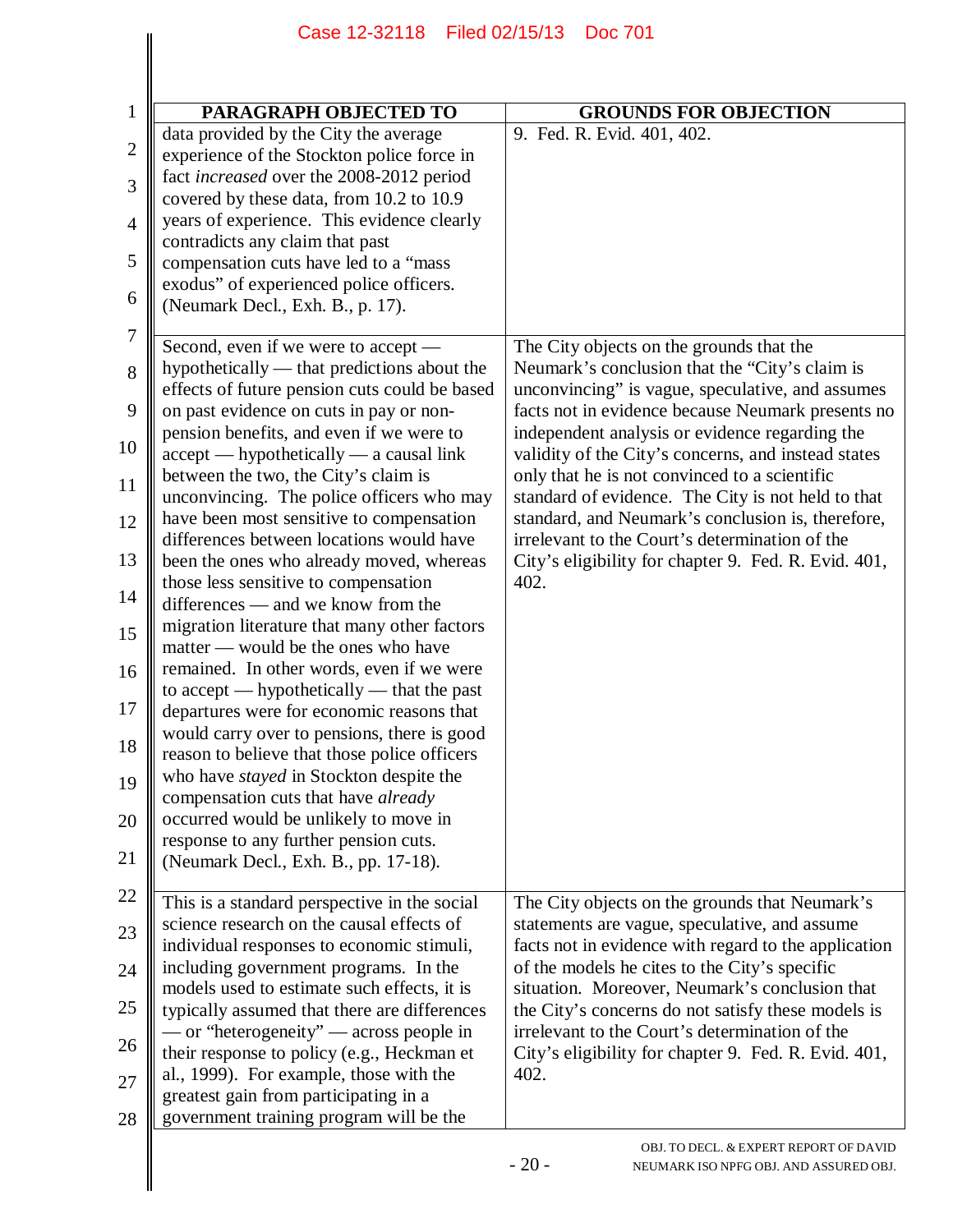| PARAGRAPH OBJECTED TO | GROUNDS FOR OBJECTION |
|---|---|
| data provided by the City the average experience of the Stockton police force in fact *increased* over the 2008-2012 period covered by these data, from 10.2 to 10.9 years of experience. This evidence clearly contradicts any claim that past compensation cuts have led to a "mass exodus" of experienced police officers. (Neumark Decl., Exh. B., p. 17). | 9. Fed. R. Evid. 401, 402. |
| Second, even if we were to accept — hypothetically — that predictions about the effects of future pension cuts could be based on past evidence on cuts in pay or non-pension benefits, and even if we were to accept — hypothetically — a causal link between the two, the City's claim is unconvincing. The police officers who may have been most sensitive to compensation differences between locations would have been the ones who already moved, whereas those less sensitive to compensation differences — and we know from the migration literature that many other factors matter — would be the ones who have remained. In other words, even if we were to accept — hypothetically — that the past departures were for economic reasons that would carry over to pensions, there is good reason to believe that those police officers who have *stayed* in Stockton despite the compensation cuts that have *already* occurred would be unlikely to move in response to any further pension cuts. (Neumark Decl., Exh. B., pp. 17-18). | The City objects on the grounds that the Neumark's conclusion that the "City's claim is unconvincing" is vague, speculative, and assumes facts not in evidence because Neumark presents no independent analysis or evidence regarding the validity of the City's concerns, and instead states only that he is not convinced to a scientific standard of evidence. The City is not held to that standard, and Neumark's conclusion is, therefore, irrelevant to the Court's determination of the City's eligibility for chapter 9. Fed. R. Evid. 401, 402. |
| This is a standard perspective in the social science research on the causal effects of individual responses to economic stimuli, including government programs. In the models used to estimate such effects, it is typically assumed that there are differences — or "heterogeneity" — across people in their response to policy (e.g., Heckman et al., 1999). For example, those with the greatest gain from participating in a government training program will be the | The City objects on the grounds that Neumark's statements are vague, speculative, and assume facts not in evidence with regard to the application of the models he cites to the City's specific situation. Moreover, Neumark's conclusion that the City's concerns do not satisfy these models is irrelevant to the Court's determination of the City's eligibility for chapter 9. Fed. R. Evid. 401, 402. |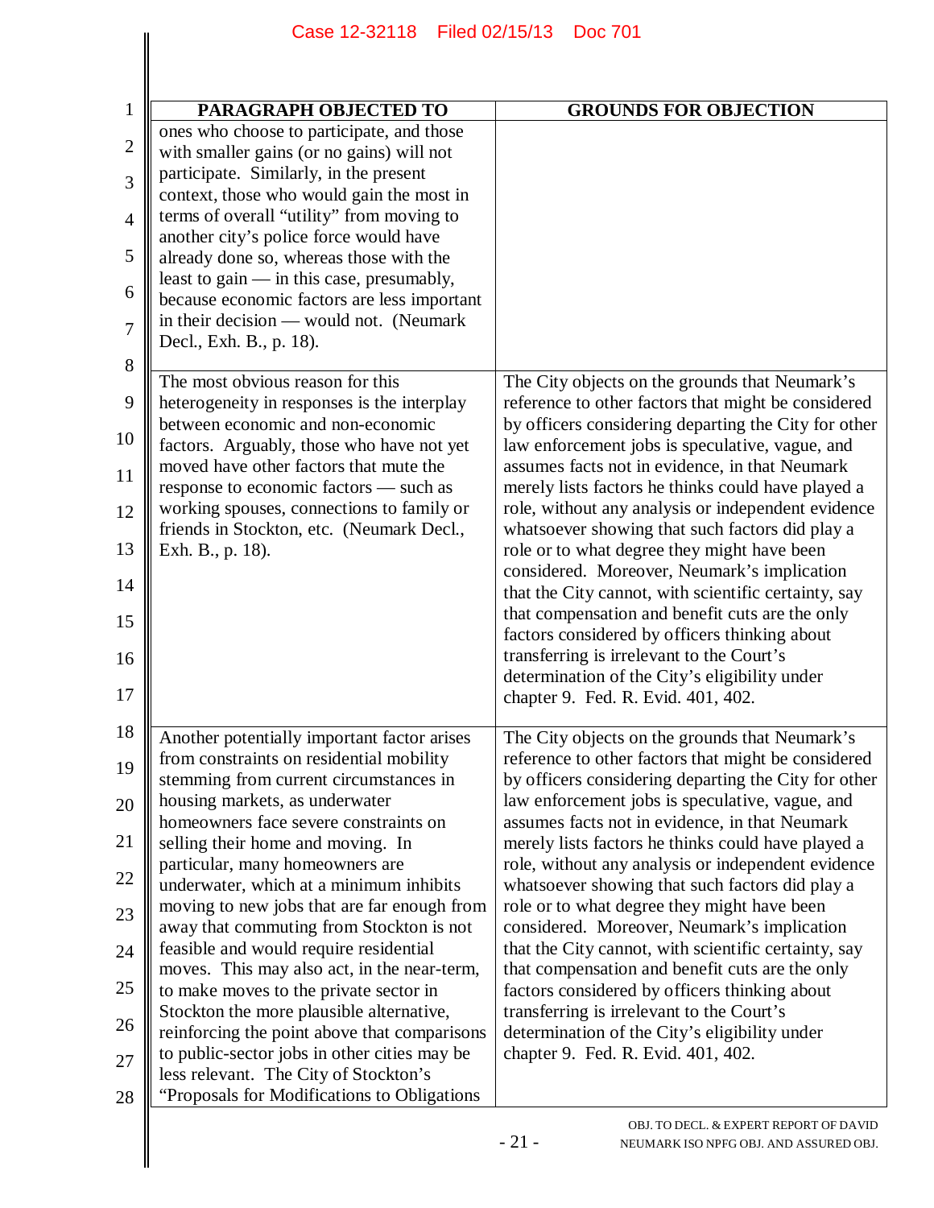| PARAGRAPH OBJECTED TO | GROUNDS FOR OBJECTION |
|---|---|
| ones who choose to participate, and those with smaller gains (or no gains) will not participate. Similarly, in the present context, those who would gain the most in terms of overall "utility" from moving to another city's police force would have already done so, whereas those with the least to gain — in this case, presumably, because economic factors are less important in their decision — would not. (Neumark Decl., Exh. B., p. 18). | |
| The most obvious reason for this heterogeneity in responses is the interplay between economic and non-economic factors. Arguably, those who have not yet moved have other factors that mute the response to economic factors — such as working spouses, connections to family or friends in Stockton, etc. (Neumark Decl., Exh. B., p. 18). | The City objects on the grounds that Neumark's reference to other factors that might be considered by officers considering departing the City for other law enforcement jobs is speculative, vague, and assumes facts not in evidence, in that Neumark merely lists factors he thinks could have played a role, without any analysis or independent evidence whatsoever showing that such factors did play a role or to what degree they might have been considered. Moreover, Neumark's implication that the City cannot, with scientific certainty, say that compensation and benefit cuts are the only factors considered by officers thinking about transferring is irrelevant to the Court's determination of the City's eligibility under chapter 9. Fed. R. Evid. 401, 402. |
| Another potentially important factor arises from constraints on residential mobility stemming from current circumstances in housing markets, as underwater homeowners face severe constraints on selling their home and moving. In particular, many homeowners are underwater, which at a minimum inhibits moving to new jobs that are far enough from away that commuting from Stockton is not feasible and would require residential moves. This may also act, in the near-term, to make moves to the private sector in Stockton the more plausible alternative, reinforcing the point above that comparisons to public-sector jobs in other cities may be less relevant. The City of Stockton's "Proposals for Modifications to Obligations | The City objects on the grounds that Neumark's reference to other factors that might be considered by officers considering departing the City for other law enforcement jobs is speculative, vague, and assumes facts not in evidence, in that Neumark merely lists factors he thinks could have played a role, without any analysis or independent evidence whatsoever showing that such factors did play a role or to what degree they might have been considered. Moreover, Neumark's implication that the City cannot, with scientific certainty, say that compensation and benefit cuts are the only factors considered by officers thinking about transferring is irrelevant to the Court's determination of the City's eligibility under chapter 9. Fed. R. Evid. 401, 402. |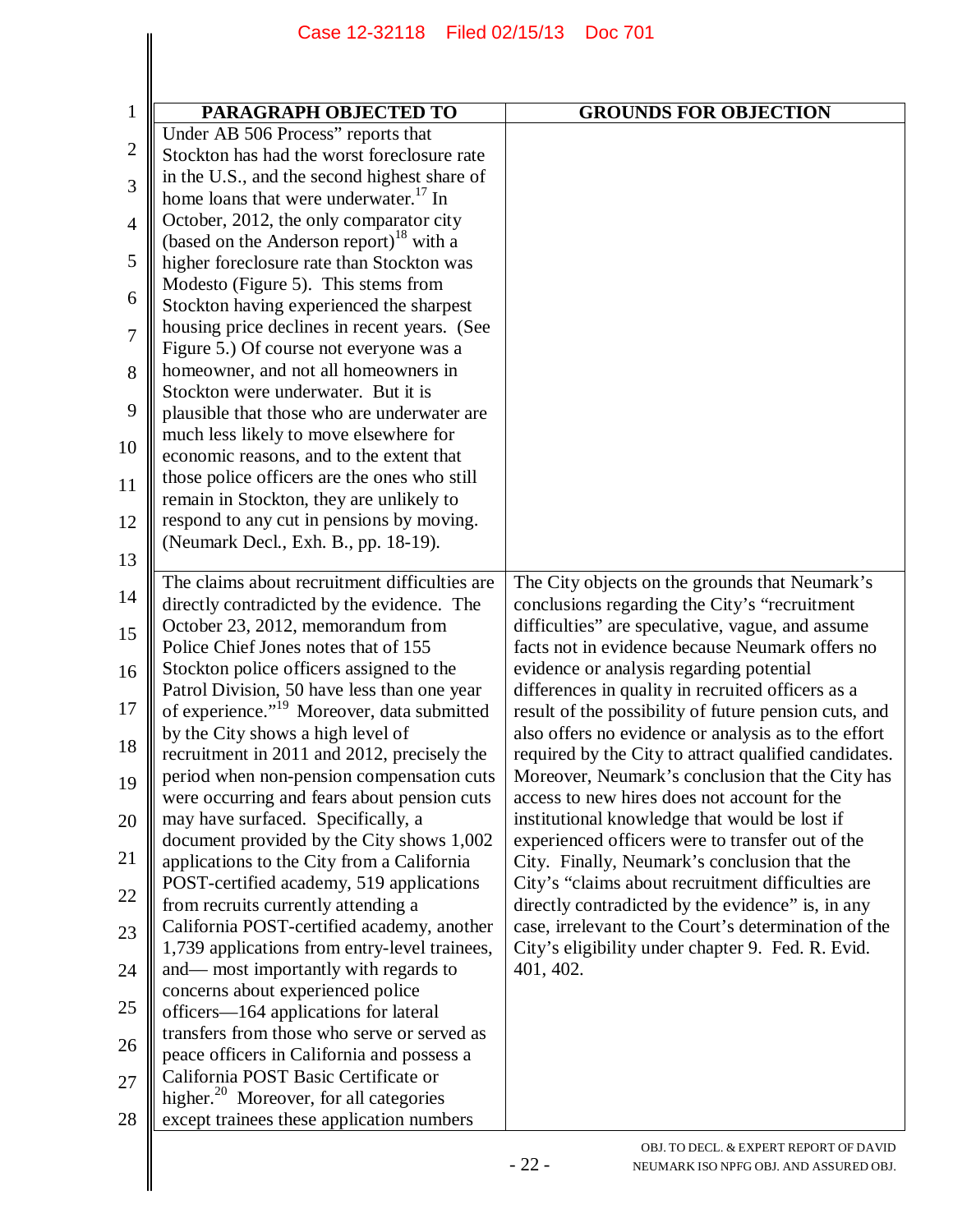| PARAGRAPH OBJECTED TO | GROUNDS FOR OBJECTION |
|---|---|
| Under AB 506 Process" reports that Stockton has had the worst foreclosure rate in the U.S., and the second highest share of home loans that were underwater.[17] In October, 2012, the only comparator city (based on the Anderson report)[18] with a higher foreclosure rate than Stockton was Modesto (Figure 5). This stems from Stockton having experienced the sharpest housing price declines in recent years. (See Figure 5.) Of course not everyone was a homeowner, and not all homeowners in Stockton were underwater. But it is plausible that those who are underwater are much less likely to move elsewhere for economic reasons, and to the extent that those police officers are the ones who still remain in Stockton, they are unlikely to respond to any cut in pensions by moving. (Neumark Decl., Exh. B., pp. 18-19). | |
| The claims about recruitment difficulties are directly contradicted by the evidence. The October 23, 2012, memorandum from Police Chief Jones notes that of 155 Stockton police officers assigned to the Patrol Division, 50 have less than one year of experience."[19] Moreover, data submitted by the City shows a high level of recruitment in 2011 and 2012, precisely the period when non-pension compensation cuts were occurring and fears about pension cuts may have surfaced. Specifically, a document provided by the City shows 1,002 applications to the City from a California POST-certified academy, 519 applications from recruits currently attending a California POST-certified academy, another 1,739 applications from entry-level trainees, and— most importantly with regards to concerns about experienced police officers—164 applications for lateral transfers from those who serve or served as peace officers in California and possess a California POST Basic Certificate or higher.[20] Moreover, for all categories except trainees these application numbers | The City objects on the grounds that Neumark's conclusions regarding the City's "recruitment difficulties" are speculative, vague, and assume facts not in evidence because Neumark offers no evidence or analysis regarding potential differences in quality in recruited officers as a result of the possibility of future pension cuts, and also offers no evidence or analysis as to the effort required by the City to attract qualified candidates. Moreover, Neumark's conclusion that the City has access to new hires does not account for the institutional knowledge that would be lost if experienced officers were to transfer out of the City. Finally, Neumark's conclusion that the City's "claims about recruitment difficulties are directly contradicted by the evidence" is, in any case, irrelevant to the Court's determination of the City's eligibility under chapter 9. Fed. R. Evid. 401, 402. |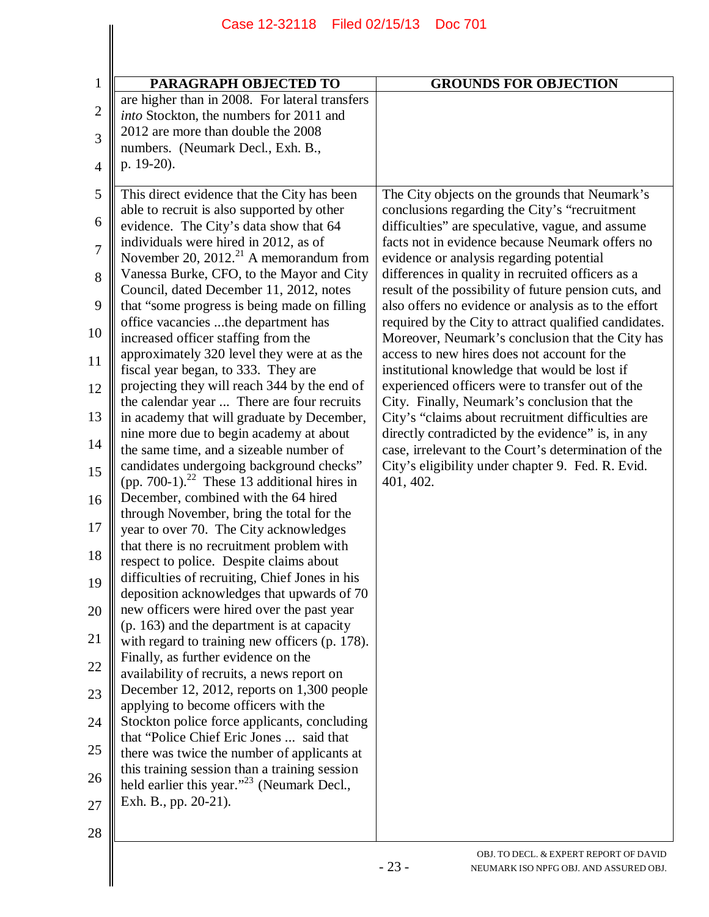| PARAGRAPH OBJECTED TO | GROUNDS FOR OBJECTION |
| --- | --- |
| are higher than in 2008. For lateral transfers *into* Stockton, the numbers for 2011 and 2012 are more than double the 2008 numbers. (Neumark Decl., Exh. B., p. 19-20). | |
| This direct evidence that the City has been able to recruit is also supported by other evidence. The City's data show that 64 individuals were hired in 2012, as of November 20, 2012.[21] A memorandum from Vanessa Burke, CFO, to the Mayor and City Council, dated December 11, 2012, notes that "some progress is being made on filling office vacancies ...the department has increased officer staffing from the approximately 320 level they were at as the fiscal year began, to 333. They are projecting they will reach 344 by the end of the calendar year ... There are four recruits in academy that will graduate by December, nine more due to begin academy at about the same time, and a sizeable number of candidates undergoing background checks" (pp. 700-1).[22] These 13 additional hires in December, combined with the 64 hired through November, bring the total for the year to over 70. The City acknowledges that there is no recruitment problem with respect to police. Despite claims about difficulties of recruiting, Chief Jones in his deposition acknowledges that upwards of 70 new officers were hired over the past year (p. 163) and the department is at capacity with regard to training new officers (p. 178). Finally, as further evidence on the availability of recruits, a news report on December 12, 2012, reports on 1,300 people applying to become officers with the Stockton police force applicants, concluding that "Police Chief Eric Jones ... said that there was twice the number of applicants at this training session than a training session held earlier this year."[23] (Neumark Decl., Exh. B., pp. 20-21). | The City objects on the grounds that Neumark's conclusions regarding the City's "recruitment difficulties" are speculative, vague, and assume facts not in evidence because Neumark offers no evidence or analysis regarding potential differences in quality in recruited officers as a result of the possibility of future pension cuts, and also offers no evidence or analysis as to the effort required by the City to attract qualified candidates. Moreover, Neumark's conclusion that the City has access to new hires does not account for the institutional knowledge that would be lost if experienced officers were to transfer out of the City. Finally, Neumark's conclusion that the City's "claims about recruitment difficulties are directly contradicted by the evidence" is, in any case, irrelevant to the Court's determination of the City's eligibility under chapter 9. Fed. R. Evid. 401, 402. |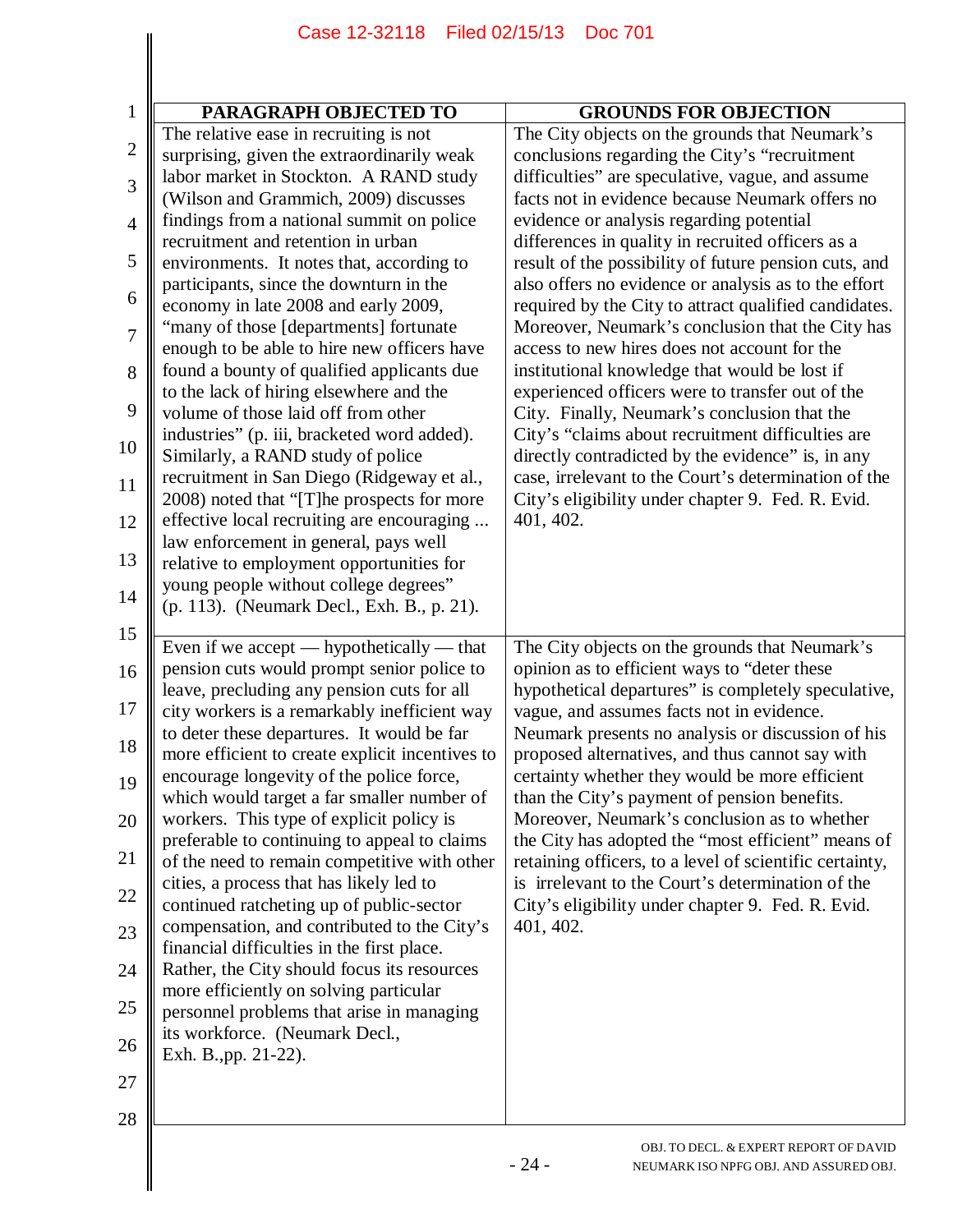| PARAGRAPH OBJECTED TO | GROUNDS FOR OBJECTION |
|---|---|
| The relative ease in recruiting is not surprising, given the extraordinarily weak labor market in Stockton. A RAND study (Wilson and Grammich, 2009) discusses findings from a national summit on police recruitment and retention in urban environments. It notes that, according to participants, since the downturn in the economy in late 2008 and early 2009, "many of those [departments] fortunate enough to be able to hire new officers have found a bounty of qualified applicants due to the lack of hiring elsewhere and the volume of those laid off from other industries" (p. iii, bracketed word added). Similarly, a RAND study of police recruitment in San Diego (Ridgeway et al., 2008) noted that "[T]he prospects for more effective local recruiting are encouraging ... law enforcement in general, pays well relative to employment opportunities for young people without college degrees" (p. 113). (Neumark Decl., Exh. B., p. 21). | The City objects on the grounds that Neumark's conclusions regarding the City's "recruitment difficulties" are speculative, vague, and assume facts not in evidence because Neumark offers no evidence or analysis regarding potential differences in quality in recruited officers as a result of the possibility of future pension cuts, and also offers no evidence or analysis as to the effort required by the City to attract qualified candidates. Moreover, Neumark's conclusion that the City has access to new hires does not account for the institutional knowledge that would be lost if experienced officers were to transfer out of the City. Finally, Neumark's conclusion that the City's "claims about recruitment difficulties are directly contradicted by the evidence" is, in any case, irrelevant to the Court's determination of the City's eligibility under chapter 9. Fed. R. Evid. 401, 402. |
| Even if we accept — hypothetically — that pension cuts would prompt senior police to leave, precluding any pension cuts for all city workers is a remarkably inefficient way to deter these departures. It would be far more efficient to create explicit incentives to encourage longevity of the police force, which would target a far smaller number of workers. This type of explicit policy is preferable to continuing to appeal to claims of the need to remain competitive with other cities, a process that has likely led to continued ratcheting up of public-sector compensation, and contributed to the City's financial difficulties in the first place. Rather, the City should focus its resources more efficiently on solving particular personnel problems that arise in managing its workforce. (Neumark Decl., Exh. B.,pp. 21-22). | The City objects on the grounds that Neumark's opinion as to efficient ways to "deter these hypothetical departures" is completely speculative, vague, and assumes facts not in evidence. Neumark presents no analysis or discussion of his proposed alternatives, and thus cannot say with certainty whether they would be more efficient than the City's payment of pension benefits. Moreover, Neumark's conclusion as to whether the City has adopted the "most efficient" means of retaining officers, to a level of scientific certainty, is irrelevant to the Court's determination of the City's eligibility under chapter 9. Fed. R. Evid. 401, 402. |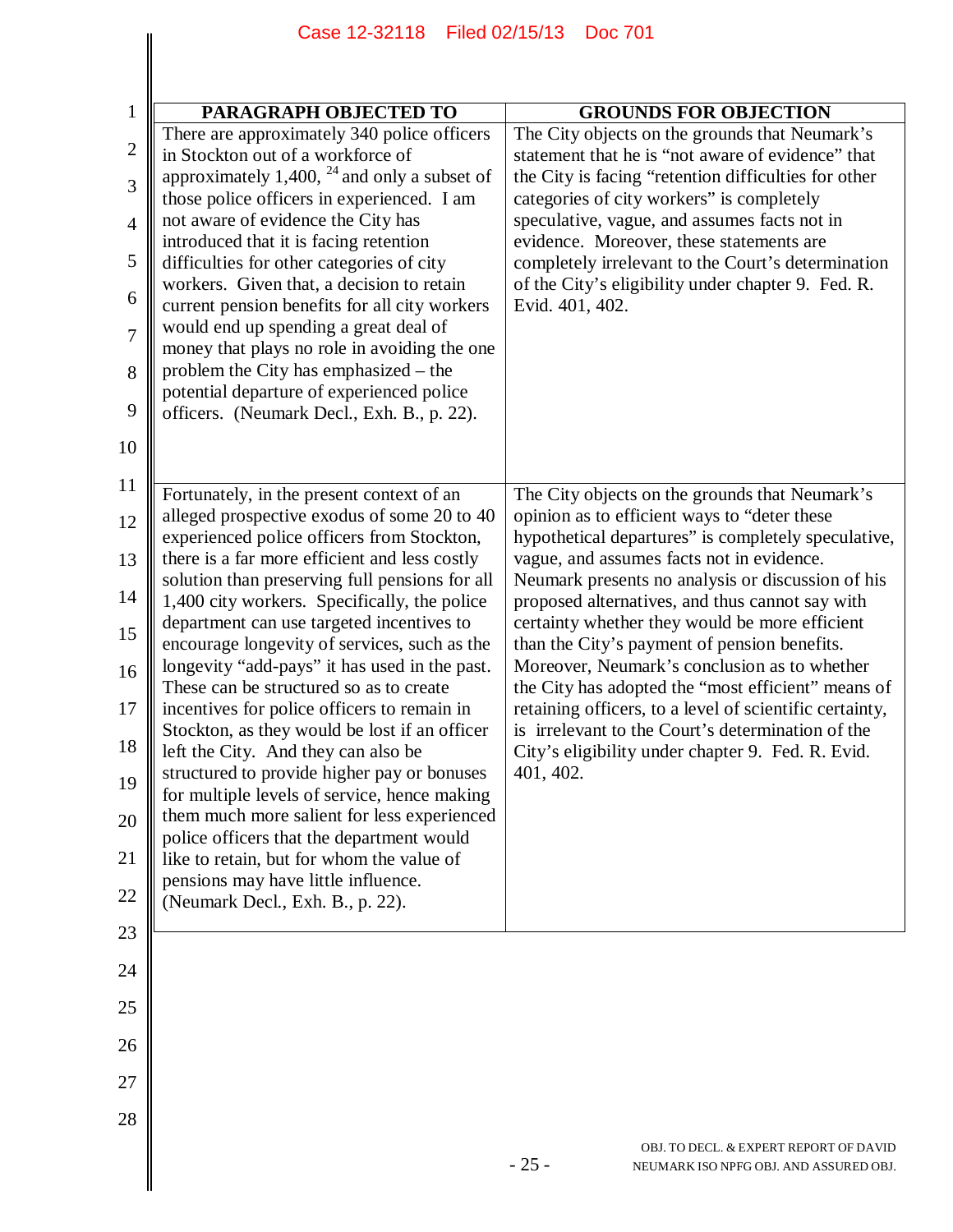| PARAGRAPH OBJECTED TO | GROUNDS FOR OBJECTION |
|---|---|
| There are approximately 340 police officers in Stockton out of a workforce of approximately 1,400, [24] and only a subset of those police officers in experienced. I am not aware of evidence the City has introduced that it is facing retention difficulties for other categories of city workers. Given that, a decision to retain current pension benefits for all city workers would end up spending a great deal of money that plays no role in avoiding the one problem the City has emphasized – the potential departure of experienced police officers. (Neumark Decl., Exh. B., p. 22). | The City objects on the grounds that Neumark's statement that he is "not aware of evidence" that the City is facing "retention difficulties for other categories of city workers" is completely speculative, vague, and assumes facts not in evidence. Moreover, these statements are completely irrelevant to the Court's determination of the City's eligibility under chapter 9. Fed. R. Evid. 401, 402. |
| Fortunately, in the present context of an alleged prospective exodus of some 20 to 40 experienced police officers from Stockton, there is a far more efficient and less costly solution than preserving full pensions for all 1,400 city workers. Specifically, the police department can use targeted incentives to encourage longevity of services, such as the longevity "add-pays" it has used in the past. These can be structured so as to create incentives for police officers to remain in Stockton, as they would be lost if an officer left the City. And they can also be structured to provide higher pay or bonuses for multiple levels of service, hence making them much more salient for less experienced police officers that the department would like to retain, but for whom the value of pensions may have little influence. (Neumark Decl., Exh. B., p. 22). | The City objects on the grounds that Neumark's opinion as to efficient ways to "deter these hypothetical departures" is completely speculative, vague, and assumes facts not in evidence. Neumark presents no analysis or discussion of his proposed alternatives, and thus cannot say with certainty whether they would be more efficient than the City's payment of pension benefits. Moreover, Neumark's conclusion as to whether the City has adopted the "most efficient" means of retaining officers, to a level of scientific certainty, is irrelevant to the Court's determination of the City's eligibility under chapter 9. Fed. R. Evid. 401, 402. |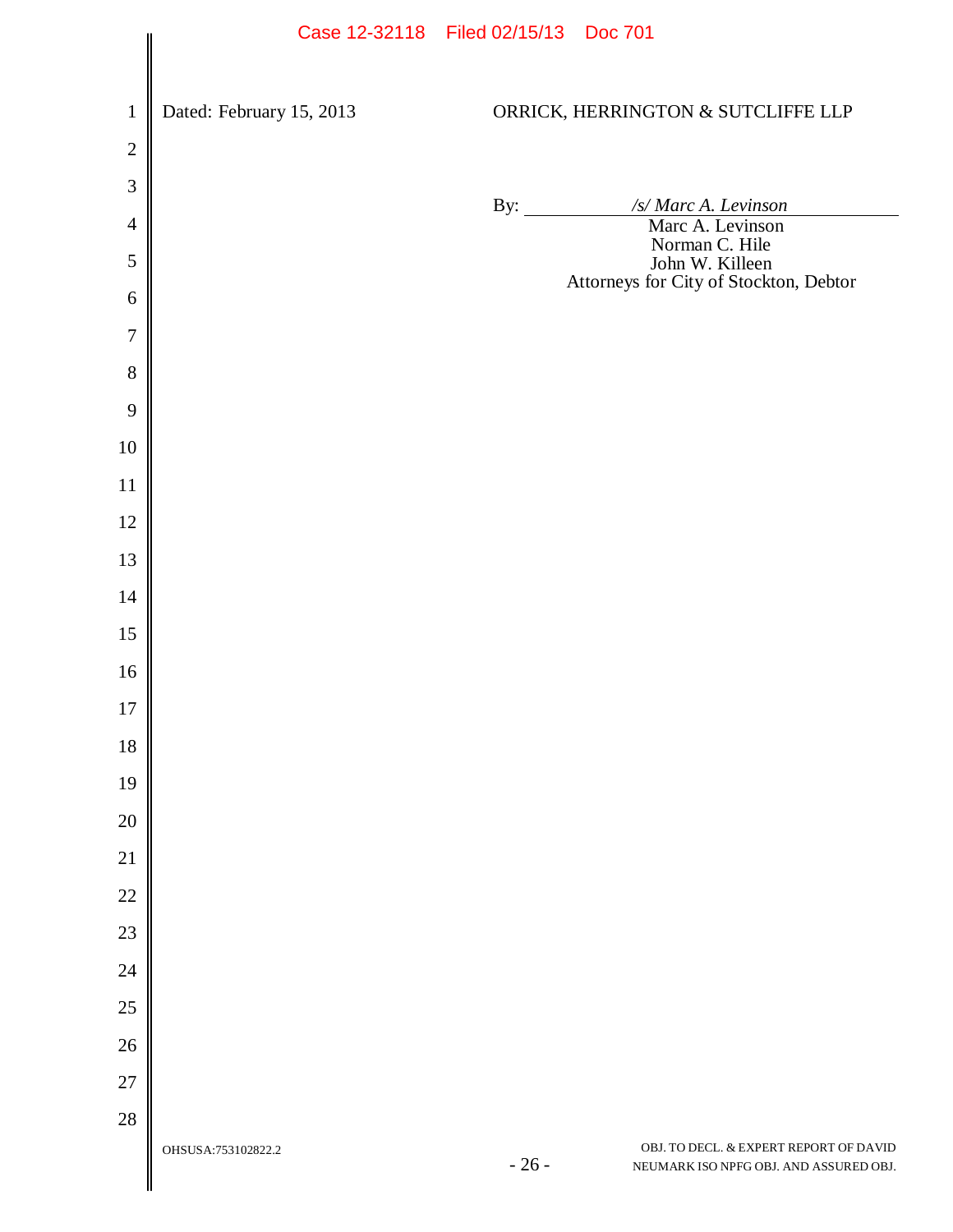Dated: February 15, 2013

ORRICK, HERRINGTON & SUTCLIFFE LLP

By: */s/ Marc A. Levinson*
Marc A. Levinson
Norman C. Hile
John W. Killeen
Attorneys for City of Stockton, Debtor